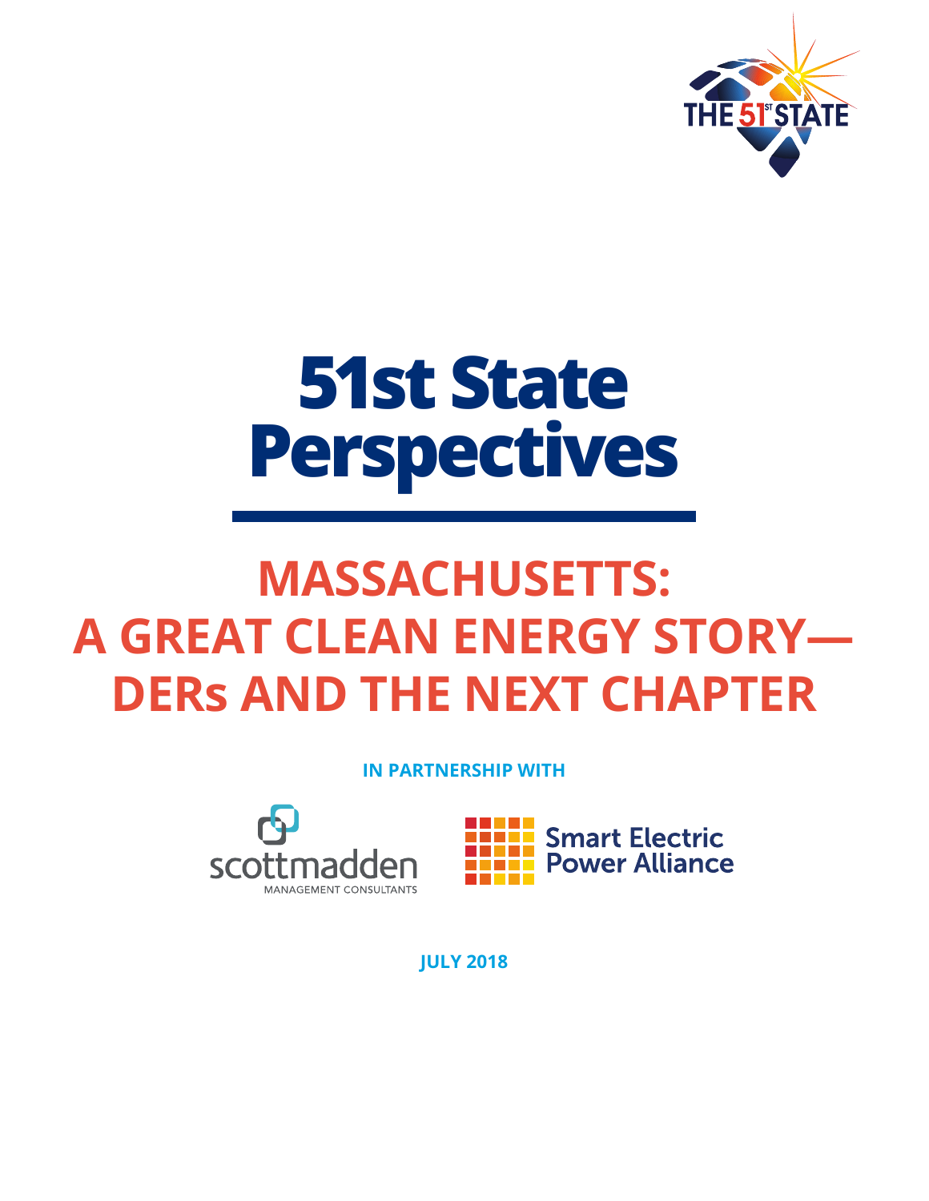# 51st State Perspectives

## MASSACHUSETTS: A GREAT CLEAN ENERGY STORY—DERs AND THE NEXT CHAPTER

**IN PARTNERSHIP WITH**

scottmadden MANAGEMENT CONSULTANTS

Smart Electric Power Alliance

**JULY 2018**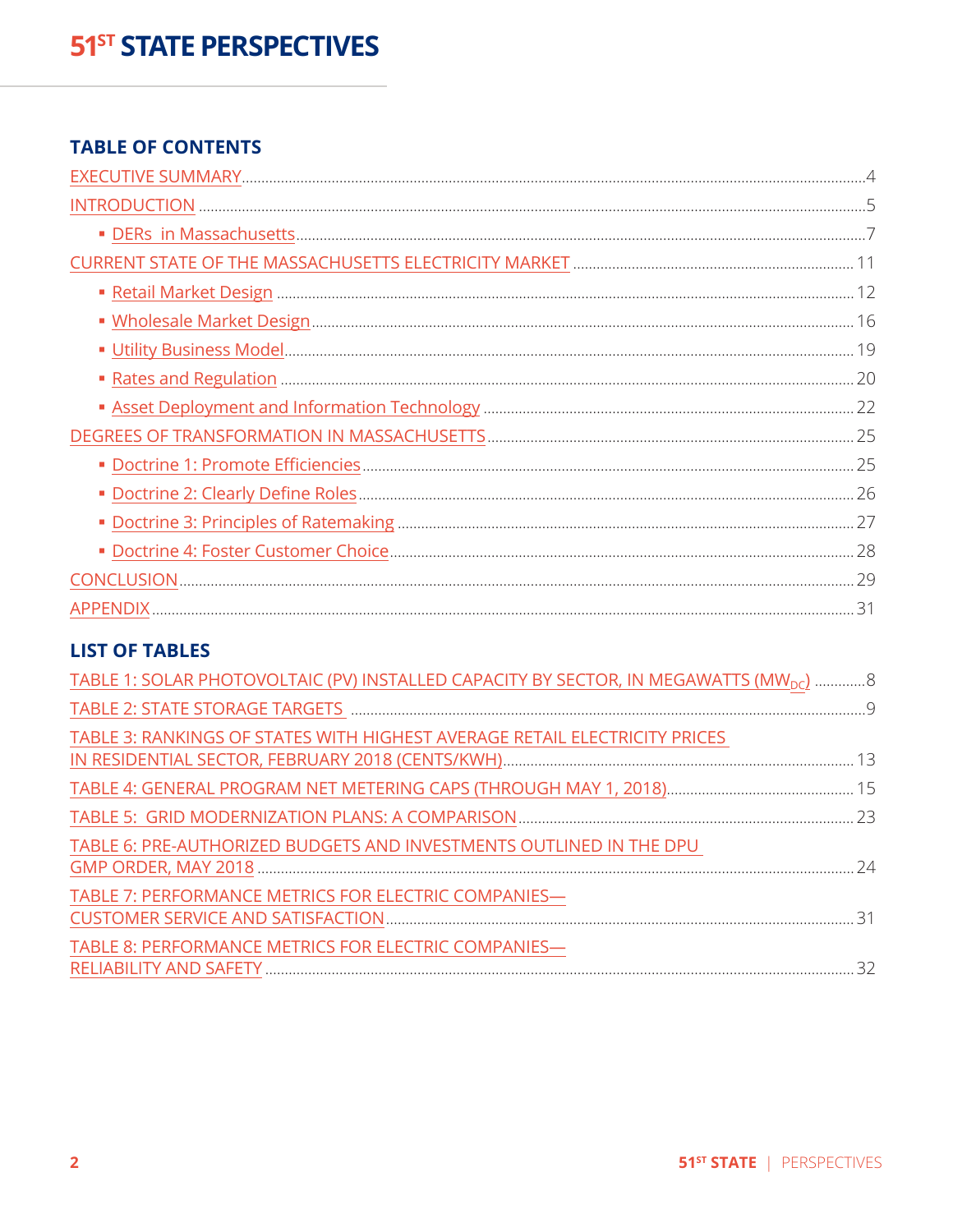## TABLE OF CONTENTS

- EXECUTIVE SUMMARY ... 4
- INTRODUCTION ... 5
  - DERs in Massachusetts ... 7
- CURRENT STATE OF THE MASSACHUSETTS ELECTRICITY MARKET ... 11
  - Retail Market Design ... 12
  - Wholesale Market Design ... 16
  - Utility Business Model ... 19
  - Rates and Regulation ... 20
  - Asset Deployment and Information Technology ... 22
- DEGREES OF TRANSFORMATION IN MASSACHUSETTS ... 25
  - Doctrine 1: Promote Efficiencies ... 25
  - Doctrine 2: Clearly Define Roles ... 26
  - Doctrine 3: Principles of Ratemaking ... 27
  - Doctrine 4: Foster Customer Choice ... 28
- CONCLUSION ... 29
- APPENDIX ... 31

## LIST OF TABLES

- TABLE 1: SOLAR PHOTOVOLTAIC (PV) INSTALLED CAPACITY BY SECTOR, IN MEGAWATTS ($MW_{DC}$) ... 8
- TABLE 2: STATE STORAGE TARGETS ... 9
- TABLE 3: RANKINGS OF STATES WITH HIGHEST AVERAGE RETAIL ELECTRICITY PRICES IN RESIDENTIAL SECTOR, FEBRUARY 2018 (CENTS/KWH) ... 13
- TABLE 4: GENERAL PROGRAM NET METERING CAPS (THROUGH MAY 1, 2018) ... 15
- TABLE 5: GRID MODERNIZATION PLANS: A COMPARISON ... 23
- TABLE 6: PRE-AUTHORIZED BUDGETS AND INVESTMENTS OUTLINED IN THE DPU GMP ORDER, MAY 2018 ... 24
- TABLE 7: PERFORMANCE METRICS FOR ELECTRIC COMPANIES—CUSTOMER SERVICE AND SATISFACTION ... 31
- TABLE 8: PERFORMANCE METRICS FOR ELECTRIC COMPANIES—RELIABILITY AND SAFETY ... 32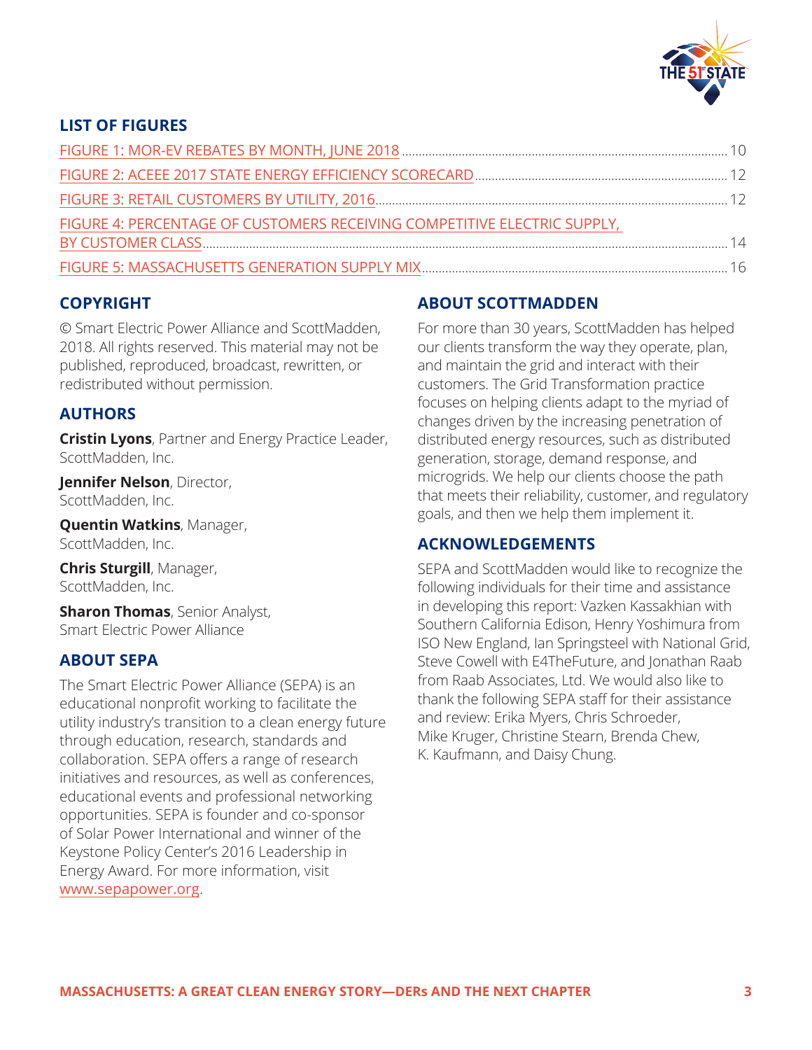## LIST OF FIGURES

- FIGURE 1: MOR-EV REBATES BY MONTH, JUNE 2018 ........ 10
- FIGURE 2: ACEEE 2017 STATE ENERGY EFFICIENCY SCORECARD ........ 12
- FIGURE 3: RETAIL CUSTOMERS BY UTILITY, 2016 ........ 12
- FIGURE 4: PERCENTAGE OF CUSTOMERS RECEIVING COMPETITIVE ELECTRIC SUPPLY, BY CUSTOMER CLASS ........ 14
- FIGURE 5: MASSACHUSETTS GENERATION SUPPLY MIX ........ 16

## COPYRIGHT

© Smart Electric Power Alliance and ScottMadden, 2018. All rights reserved. This material may not be published, reproduced, broadcast, rewritten, or redistributed without permission.

## AUTHORS

**Cristin Lyons**, Partner and Energy Practice Leader, ScottMadden, Inc.

**Jennifer Nelson**, Director, ScottMadden, Inc.

**Quentin Watkins**, Manager, ScottMadden, Inc.

**Chris Sturgill**, Manager, ScottMadden, Inc.

**Sharon Thomas**, Senior Analyst, Smart Electric Power Alliance

## ABOUT SEPA

The Smart Electric Power Alliance (SEPA) is an educational nonprofit working to facilitate the utility industry's transition to a clean energy future through education, research, standards and collaboration. SEPA offers a range of research initiatives and resources, as well as conferences, educational events and professional networking opportunities. SEPA is founder and co-sponsor of Solar Power International and winner of the Keystone Policy Center's 2016 Leadership in Energy Award. For more information, visit www.sepapower.org.

## ABOUT SCOTTMADDEN

For more than 30 years, ScottMadden has helped our clients transform the way they operate, plan, and maintain the grid and interact with their customers. The Grid Transformation practice focuses on helping clients adapt to the myriad of changes driven by the increasing penetration of distributed energy resources, such as distributed generation, storage, demand response, and microgrids. We help our clients choose the path that meets their reliability, customer, and regulatory goals, and then we help them implement it.

## ACKNOWLEDGEMENTS

SEPA and ScottMadden would like to recognize the following individuals for their time and assistance in developing this report: Vazken Kassakhian with Southern California Edison, Henry Yoshimura from ISO New England, Ian Springsteel with National Grid, Steve Cowell with E4TheFuture, and Jonathan Raab from Raab Associates, Ltd. We would also like to thank the following SEPA staff for their assistance and review: Erika Myers, Chris Schroeder, Mike Kruger, Christine Stearn, Brenda Chew, K. Kaufmann, and Daisy Chung.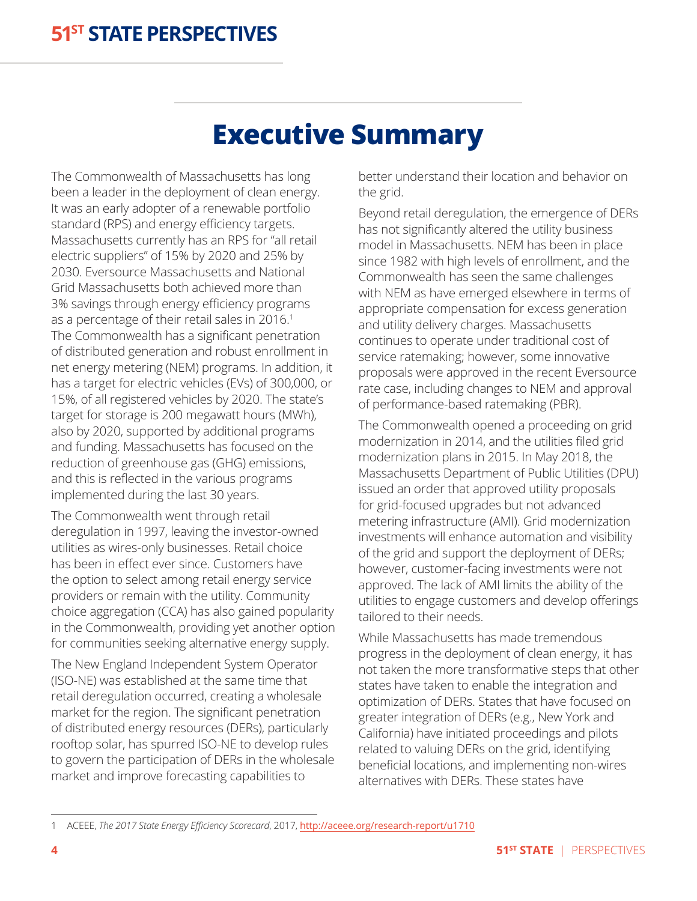# Executive Summary

The Commonwealth of Massachusetts has long been a leader in the deployment of clean energy. It was an early adopter of a renewable portfolio standard (RPS) and energy efficiency targets. Massachusetts currently has an RPS for "all retail electric suppliers" of 15% by 2020 and 25% by 2030. Eversource Massachusetts and National Grid Massachusetts both achieved more than 3% savings through energy efficiency programs as a percentage of their retail sales in 2016.[1] The Commonwealth has a significant penetration of distributed generation and robust enrollment in net energy metering (NEM) programs. In addition, it has a target for electric vehicles (EVs) of 300,000, or 15%, of all registered vehicles by 2020. The state's target for storage is 200 megawatt hours (MWh), also by 2020, supported by additional programs and funding. Massachusetts has focused on the reduction of greenhouse gas (GHG) emissions, and this is reflected in the various programs implemented during the last 30 years.

The Commonwealth went through retail deregulation in 1997, leaving the investor-owned utilities as wires-only businesses. Retail choice has been in effect ever since. Customers have the option to select among retail energy service providers or remain with the utility. Community choice aggregation (CCA) has also gained popularity in the Commonwealth, providing yet another option for communities seeking alternative energy supply.

The New England Independent System Operator (ISO-NE) was established at the same time that retail deregulation occurred, creating a wholesale market for the region. The significant penetration of distributed energy resources (DERs), particularly rooftop solar, has spurred ISO-NE to develop rules to govern the participation of DERs in the wholesale market and improve forecasting capabilities to better understand their location and behavior on the grid.

Beyond retail deregulation, the emergence of DERs has not significantly altered the utility business model in Massachusetts. NEM has been in place since 1982 with high levels of enrollment, and the Commonwealth has seen the same challenges with NEM as have emerged elsewhere in terms of appropriate compensation for excess generation and utility delivery charges. Massachusetts continues to operate under traditional cost of service ratemaking; however, some innovative proposals were approved in the recent Eversource rate case, including changes to NEM and approval of performance-based ratemaking (PBR).

The Commonwealth opened a proceeding on grid modernization in 2014, and the utilities filed grid modernization plans in 2015. In May 2018, the Massachusetts Department of Public Utilities (DPU) issued an order that approved utility proposals for grid-focused upgrades but not advanced metering infrastructure (AMI). Grid modernization investments will enhance automation and visibility of the grid and support the deployment of DERs; however, customer-facing investments were not approved. The lack of AMI limits the ability of the utilities to engage customers and develop offerings tailored to their needs.

While Massachusetts has made tremendous progress in the deployment of clean energy, it has not taken the more transformative steps that other states have taken to enable the integration and optimization of DERs. States that have focused on greater integration of DERs (e.g., New York and California) have initiated proceedings and pilots related to valuing DERs on the grid, identifying beneficial locations, and implementing non-wires alternatives with DERs. These states have

---

1 ACEEE, *The 2017 State Energy Efficiency Scorecard*, 2017, http://aceee.org/research-report/u1710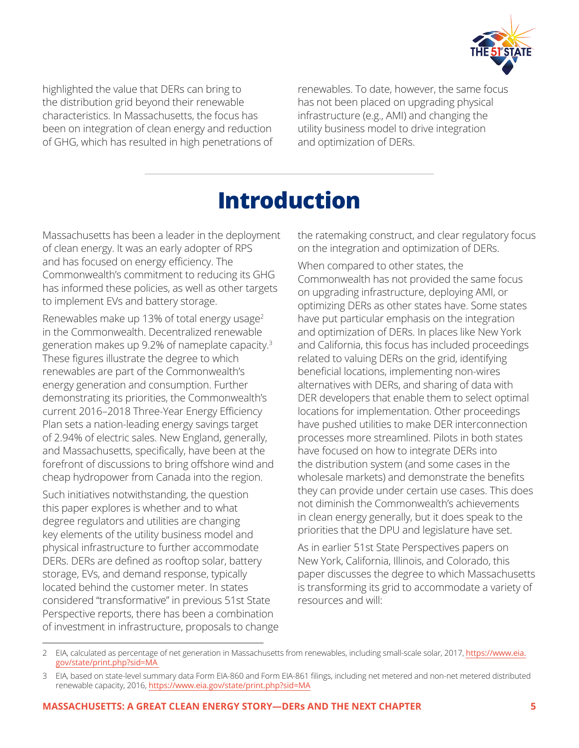highlighted the value that DERs can bring to the distribution grid beyond their renewable characteristics. In Massachusetts, the focus has been on integration of clean energy and reduction of GHG, which has resulted in high penetrations of renewables. To date, however, the same focus has not been placed on upgrading physical infrastructure (e.g., AMI) and changing the utility business model to drive integration and optimization of DERs.

# Introduction

Massachusetts has been a leader in the deployment of clean energy. It was an early adopter of RPS and has focused on energy efficiency. The Commonwealth's commitment to reducing its GHG has informed these policies, as well as other targets to implement EVs and battery storage.

Renewables make up 13% of total energy usage[2] in the Commonwealth. Decentralized renewable generation makes up 9.2% of nameplate capacity.[3] These figures illustrate the degree to which renewables are part of the Commonwealth's energy generation and consumption. Further demonstrating its priorities, the Commonwealth's current 2016–2018 Three-Year Energy Efficiency Plan sets a nation-leading energy savings target of 2.94% of electric sales. New England, generally, and Massachusetts, specifically, have been at the forefront of discussions to bring offshore wind and cheap hydropower from Canada into the region.

Such initiatives notwithstanding, the question this paper explores is whether and to what degree regulators and utilities are changing key elements of the utility business model and physical infrastructure to further accommodate DERs. DERs are defined as rooftop solar, battery storage, EVs, and demand response, typically located behind the customer meter. In states considered "transformative" in previous 51st State Perspective reports, there has been a combination of investment in infrastructure, proposals to change the ratemaking construct, and clear regulatory focus on the integration and optimization of DERs.

When compared to other states, the Commonwealth has not provided the same focus on upgrading infrastructure, deploying AMI, or optimizing DERs as other states have. Some states have put particular emphasis on the integration and optimization of DERs. In places like New York and California, this focus has included proceedings related to valuing DERs on the grid, identifying beneficial locations, implementing non-wires alternatives with DERs, and sharing of data with DER developers that enable them to select optimal locations for implementation. Other proceedings have pushed utilities to make DER interconnection processes more streamlined. Pilots in both states have focused on how to integrate DERs into the distribution system (and some cases in the wholesale markets) and demonstrate the benefits they can provide under certain use cases. This does not diminish the Commonwealth's achievements in clean energy generally, but it does speak to the priorities that the DPU and legislature have set.

As in earlier 51st State Perspectives papers on New York, California, Illinois, and Colorado, this paper discusses the degree to which Massachusetts is transforming its grid to accommodate a variety of resources and will:

---

2 EIA, calculated as percentage of net generation in Massachusetts from renewables, including small-scale solar, 2017, https://www.eia.gov/state/print.php?sid=MA

3 EIA, based on state-level summary data Form EIA-860 and Form EIA-861 filings, including net metered and non-net metered distributed renewable capacity, 2016, https://www.eia.gov/state/print.php?sid=MA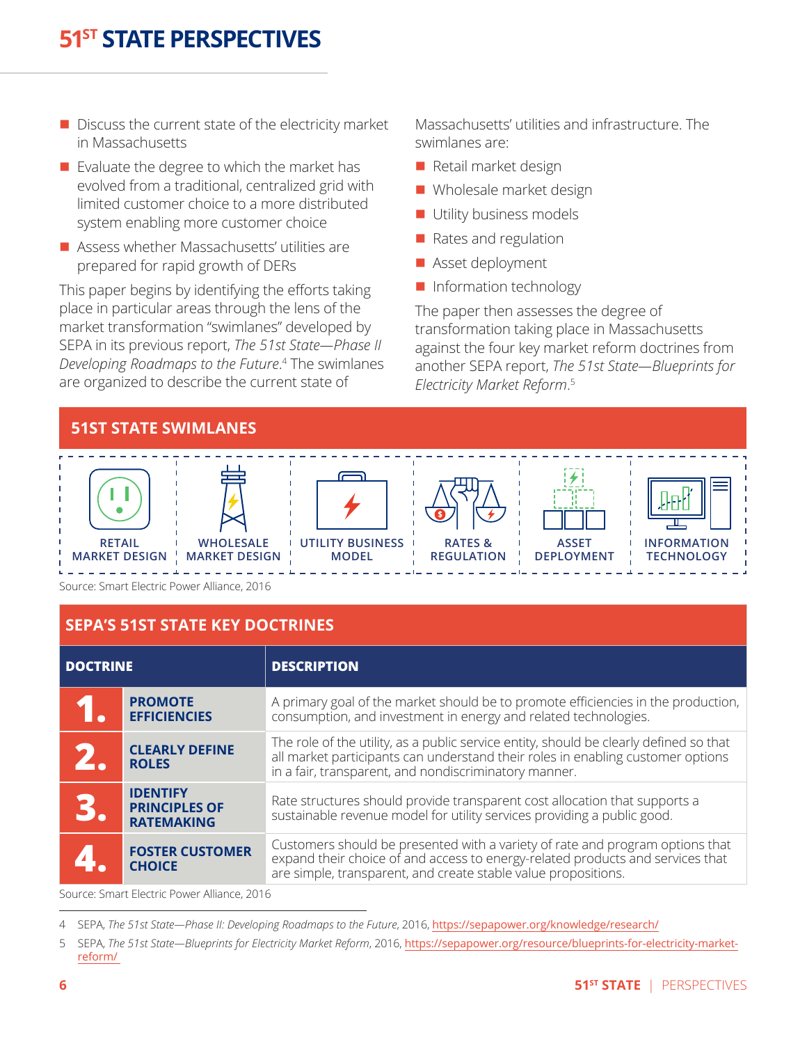- Discuss the current state of the electricity market in Massachusetts
- Evaluate the degree to which the market has evolved from a traditional, centralized grid with limited customer choice to a more distributed system enabling more customer choice
- Assess whether Massachusetts' utilities are prepared for rapid growth of DERs

This paper begins by identifying the efforts taking place in particular areas through the lens of the market transformation "swimlanes" developed by SEPA in its previous report, *The 51st State—Phase II Developing Roadmaps to the Future*.[4] The swimlanes are organized to describe the current state of Massachusetts' utilities and infrastructure. The swimlanes are:

- Retail market design
- Wholesale market design
- Utility business models
- Rates and regulation
- Asset deployment
- Information technology

The paper then assesses the degree of transformation taking place in Massachusetts against the four key market reform doctrines from another SEPA report, *The 51st State—Blueprints for Electricity Market Reform*.[5]

## 51ST STATE SWIMLANES

| RETAIL MARKET DESIGN | WHOLESALE MARKET DESIGN | UTILITY BUSINESS MODEL | RATES & REGULATION | ASSET DEPLOYMENT | INFORMATION TECHNOLOGY |
|---|---|---|---|---|---|

Source: Smart Electric Power Alliance, 2016

## SEPA'S 51ST STATE KEY DOCTRINES

| DOCTRINE | | DESCRIPTION |
|---|---|---|
| 1. | PROMOTE EFFICIENCIES | A primary goal of the market should be to promote efficiencies in the production, consumption, and investment in energy and related technologies. |
| 2. | CLEARLY DEFINE ROLES | The role of the utility, as a public service entity, should be clearly defined so that all market participants can understand their roles in enabling customer options in a fair, transparent, and nondiscriminatory manner. |
| 3. | IDENTIFY PRINCIPLES OF RATEMAKING | Rate structures should provide transparent cost allocation that supports a sustainable revenue model for utility services providing a public good. |
| 4. | FOSTER CUSTOMER CHOICE | Customers should be presented with a variety of rate and program options that expand their choice of and access to energy-related products and services that are simple, transparent, and create stable value propositions. |

Source: Smart Electric Power Alliance, 2016

4 SEPA, *The 51st State—Phase II: Developing Roadmaps to the Future*, 2016, https://sepapower.org/knowledge/research/

5 SEPA, *The 51st State—Blueprints for Electricity Market Reform*, 2016, https://sepapower.org/resource/blueprints-for-electricity-market-reform/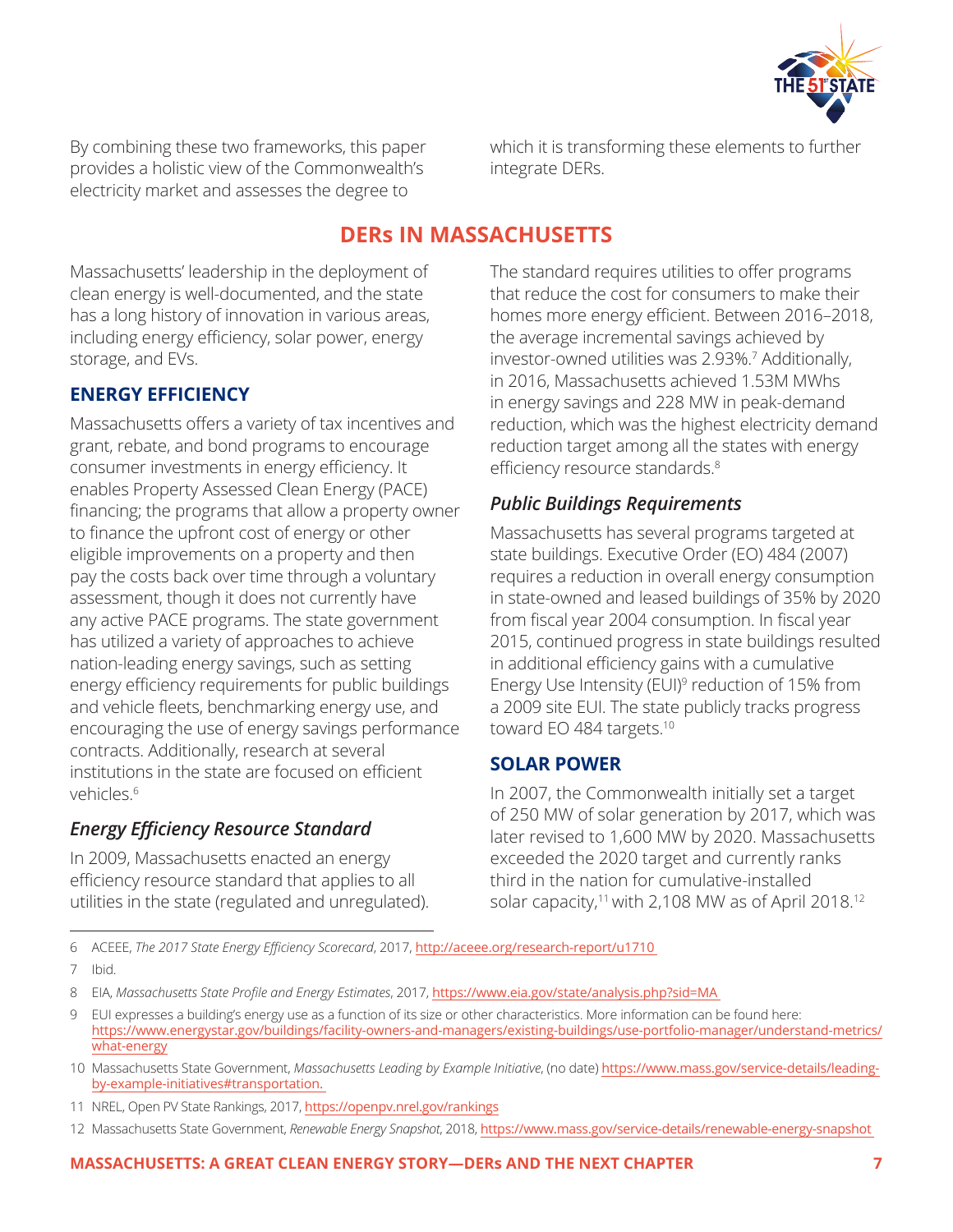By combining these two frameworks, this paper provides a holistic view of the Commonwealth's electricity market and assesses the degree to which it is transforming these elements to further integrate DERs.

## DERs IN MASSACHUSETTS

Massachusetts' leadership in the deployment of clean energy is well-documented, and the state has a long history of innovation in various areas, including energy efficiency, solar power, energy storage, and EVs.

### ENERGY EFFICIENCY

Massachusetts offers a variety of tax incentives and grant, rebate, and bond programs to encourage consumer investments in energy efficiency. It enables Property Assessed Clean Energy (PACE) financing; the programs that allow a property owner to finance the upfront cost of energy or other eligible improvements on a property and then pay the costs back over time through a voluntary assessment, though it does not currently have any active PACE programs. The state government has utilized a variety of approaches to achieve nation-leading energy savings, such as setting energy efficiency requirements for public buildings and vehicle fleets, benchmarking energy use, and encouraging the use of energy savings performance contracts. Additionally, research at several institutions in the state are focused on efficient vehicles.[6]

#### *Energy Efficiency Resource Standard*

In 2009, Massachusetts enacted an energy efficiency resource standard that applies to all utilities in the state (regulated and unregulated). The standard requires utilities to offer programs that reduce the cost for consumers to make their homes more energy efficient. Between 2016–2018, the average incremental savings achieved by investor-owned utilities was 2.93%.[7] Additionally, in 2016, Massachusetts achieved 1.53M MWhs in energy savings and 228 MW in peak-demand reduction, which was the highest electricity demand reduction target among all the states with energy efficiency resource standards.[8]

#### *Public Buildings Requirements*

Massachusetts has several programs targeted at state buildings. Executive Order (EO) 484 (2007) requires a reduction in overall energy consumption in state-owned and leased buildings of 35% by 2020 from fiscal year 2004 consumption. In fiscal year 2015, continued progress in state buildings resulted in additional efficiency gains with a cumulative Energy Use Intensity (EUI)[9] reduction of 15% from a 2009 site EUI. The state publicly tracks progress toward EO 484 targets.[10]

### SOLAR POWER

In 2007, the Commonwealth initially set a target of 250 MW of solar generation by 2017, which was later revised to 1,600 MW by 2020. Massachusetts exceeded the 2020 target and currently ranks third in the nation for cumulative-installed solar capacity,[11] with 2,108 MW as of April 2018.[12]

---

6 ACEEE, *The 2017 State Energy Efficiency Scorecard*, 2017, http://aceee.org/research-report/u1710

7 Ibid.

8 EIA, *Massachusetts State Profile and Energy Estimates*, 2017, https://www.eia.gov/state/analysis.php?sid=MA

9 EUI expresses a building's energy use as a function of its size or other characteristics. More information can be found here: https://www.energystar.gov/buildings/facility-owners-and-managers/existing-buildings/use-portfolio-manager/understand-metrics/what-energy

10 Massachusetts State Government, *Massachusetts Leading by Example Initiative*, (no date) https://www.mass.gov/service-details/leading-by-example-initiatives#transportation.

11 NREL, Open PV State Rankings, 2017, https://openpv.nrel.gov/rankings

12 Massachusetts State Government, *Renewable Energy Snapshot*, 2018, https://www.mass.gov/service-details/renewable-energy-snapshot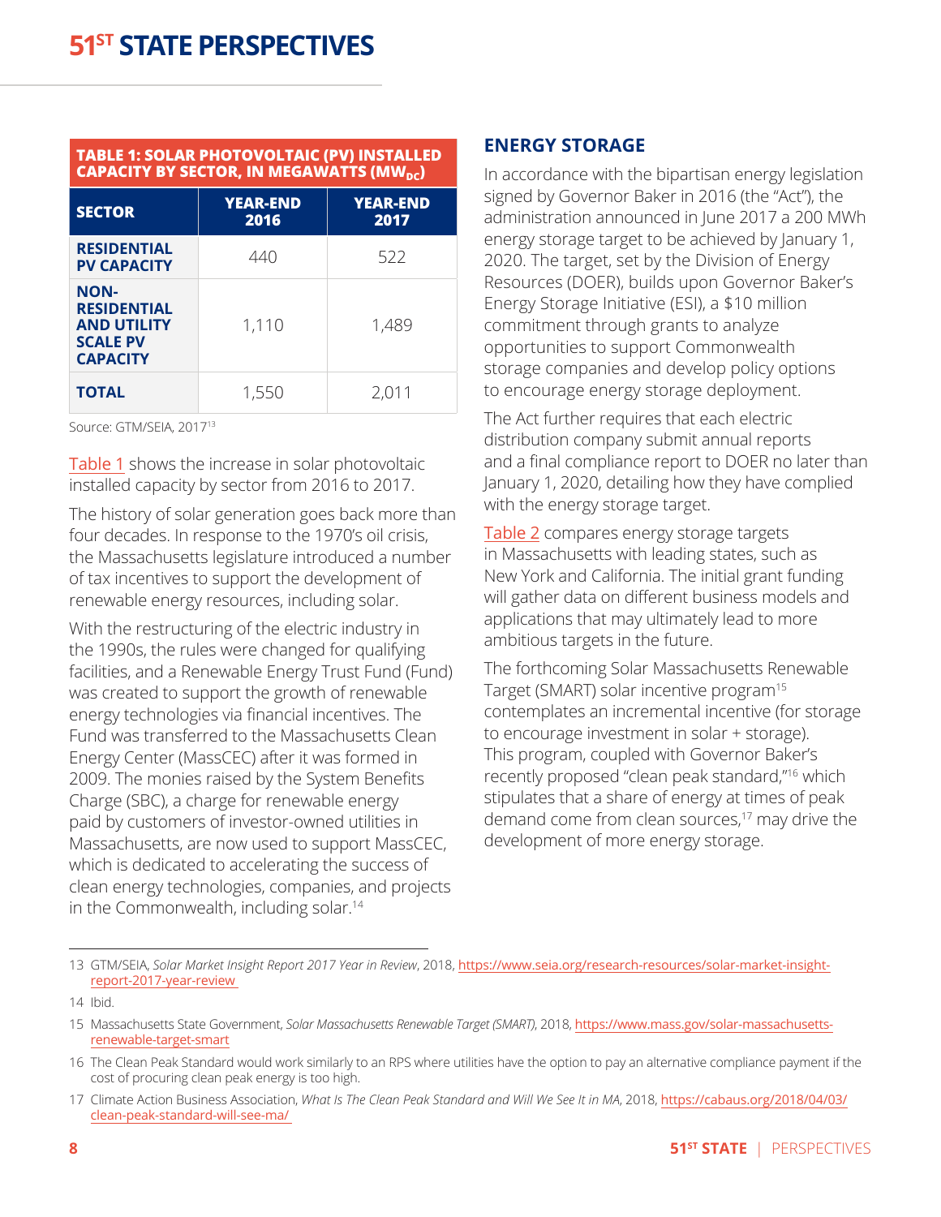**TABLE 1: SOLAR PHOTOVOLTAIC (PV) INSTALLED CAPACITY BY SECTOR, IN MEGAWATTS ($MW_{DC}$)**

| SECTOR | YEAR-END 2016 | YEAR-END 2017 |
|---|---|---|
| RESIDENTIAL PV CAPACITY | 440 | 522 |
| NON-RESIDENTIAL AND UTILITY SCALE PV CAPACITY | 1,110 | 1,489 |
| TOTAL | 1,550 | 2,011 |

Source: GTM/SEIA, 2017[13]

Table 1 shows the increase in solar photovoltaic installed capacity by sector from 2016 to 2017.

The history of solar generation goes back more than four decades. In response to the 1970's oil crisis, the Massachusetts legislature introduced a number of tax incentives to support the development of renewable energy resources, including solar.

With the restructuring of the electric industry in the 1990s, the rules were changed for qualifying facilities, and a Renewable Energy Trust Fund (Fund) was created to support the growth of renewable energy technologies via financial incentives. The Fund was transferred to the Massachusetts Clean Energy Center (MassCEC) after it was formed in 2009. The monies raised by the System Benefits Charge (SBC), a charge for renewable energy paid by customers of investor-owned utilities in Massachusetts, are now used to support MassCEC, which is dedicated to accelerating the success of clean energy technologies, companies, and projects in the Commonwealth, including solar.[14]

## ENERGY STORAGE

In accordance with the bipartisan energy legislation signed by Governor Baker in 2016 (the "Act"), the administration announced in June 2017 a 200 MWh energy storage target to be achieved by January 1, 2020. The target, set by the Division of Energy Resources (DOER), builds upon Governor Baker's Energy Storage Initiative (ESI), a $10 million commitment through grants to analyze opportunities to support Commonwealth storage companies and develop policy options to encourage energy storage deployment.

The Act further requires that each electric distribution company submit annual reports and a final compliance report to DOER no later than January 1, 2020, detailing how they have complied with the energy storage target.

Table 2 compares energy storage targets in Massachusetts with leading states, such as New York and California. The initial grant funding will gather data on different business models and applications that may ultimately lead to more ambitious targets in the future.

The forthcoming Solar Massachusetts Renewable Target (SMART) solar incentive program[15] contemplates an incremental incentive (for storage to encourage investment in solar + storage). This program, coupled with Governor Baker's recently proposed "clean peak standard,"[16] which stipulates that a share of energy at times of peak demand come from clean sources,[17] may drive the development of more energy storage.

---

13 GTM/SEIA, *Solar Market Insight Report 2017 Year in Review*, 2018, https://www.seia.org/research-resources/solar-market-insight-report-2017-year-review

14 Ibid.

15 Massachusetts State Government, *Solar Massachusetts Renewable Target (SMART)*, 2018, https://www.mass.gov/solar-massachusetts-renewable-target-smart

16 The Clean Peak Standard would work similarly to an RPS where utilities have the option to pay an alternative compliance payment if the cost of procuring clean peak energy is too high.

17 Climate Action Business Association, *What Is The Clean Peak Standard and Will We See It in MA*, 2018, https://cabaus.org/2018/04/03/clean-peak-standard-will-see-ma/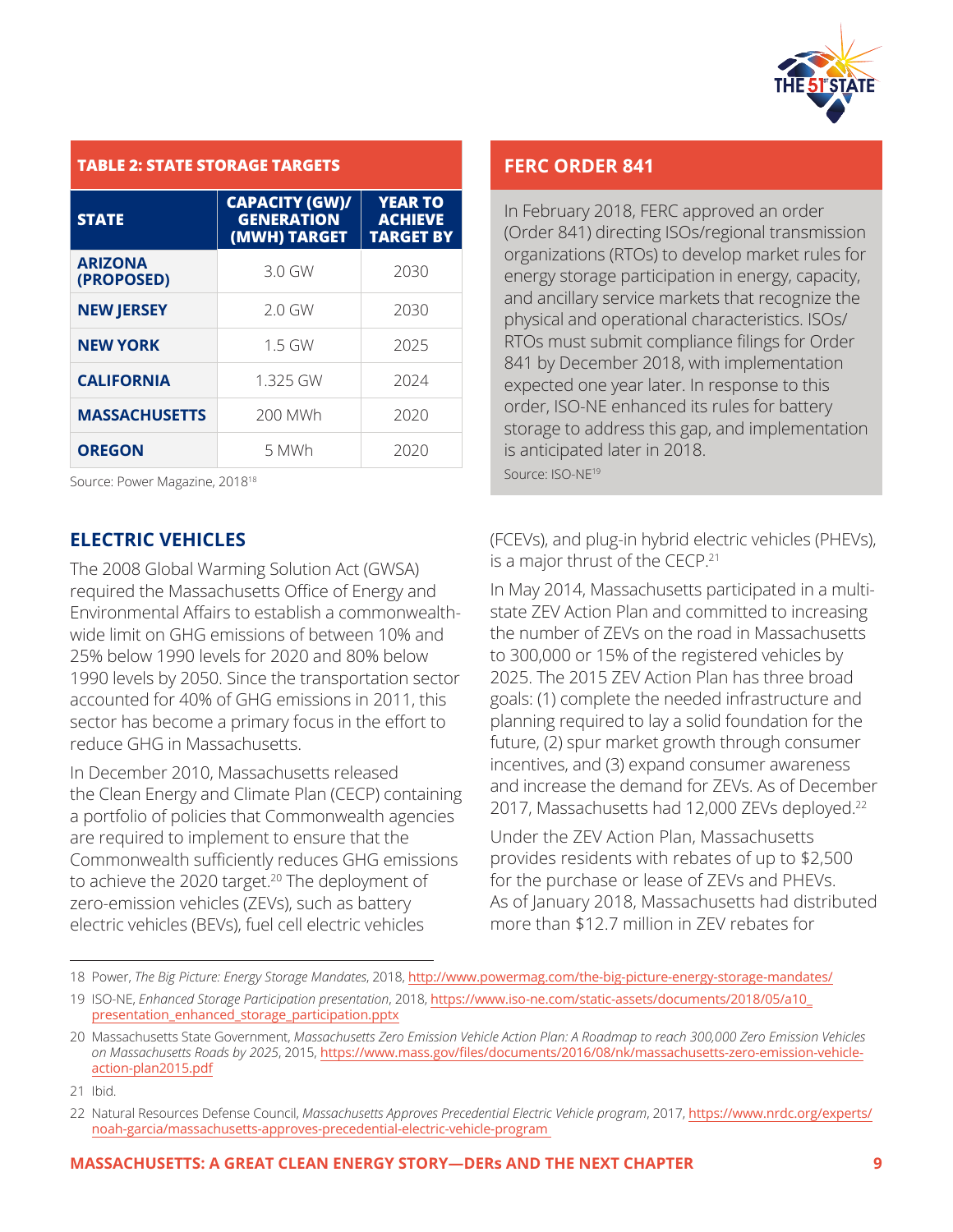**TABLE 2: STATE STORAGE TARGETS**

| STATE | CAPACITY (GW)/ GENERATION (MWH) TARGET | YEAR TO ACHIEVE TARGET BY |
|---|---|---|
| ARIZONA (PROPOSED) | 3.0 GW | 2030 |
| NEW JERSEY | 2.0 GW | 2030 |
| NEW YORK | 1.5 GW | 2025 |
| CALIFORNIA | 1.325 GW | 2024 |
| MASSACHUSETTS | 200 MWh | 2020 |
| OREGON | 5 MWh | 2020 |

Source: Power Magazine, 2018[18]

## FERC ORDER 841

In February 2018, FERC approved an order (Order 841) directing ISOs/regional transmission organizations (RTOs) to develop market rules for energy storage participation in energy, capacity, and ancillary service markets that recognize the physical and operational characteristics. ISOs/RTOs must submit compliance filings for Order 841 by December 2018, with implementation expected one year later. In response to this order, ISO-NE enhanced its rules for battery storage to address this gap, and implementation is anticipated later in 2018.

Source: ISO-NE[19]

## ELECTRIC VEHICLES

The 2008 Global Warming Solution Act (GWSA) required the Massachusetts Office of Energy and Environmental Affairs to establish a commonwealth-wide limit on GHG emissions of between 10% and 25% below 1990 levels for 2020 and 80% below 1990 levels by 2050. Since the transportation sector accounted for 40% of GHG emissions in 2011, this sector has become a primary focus in the effort to reduce GHG in Massachusetts.

In December 2010, Massachusetts released the Clean Energy and Climate Plan (CECP) containing a portfolio of policies that Commonwealth agencies are required to implement to ensure that the Commonwealth sufficiently reduces GHG emissions to achieve the 2020 target.[20] The deployment of zero-emission vehicles (ZEVs), such as battery electric vehicles (BEVs), fuel cell electric vehicles (FCEVs), and plug-in hybrid electric vehicles (PHEVs), is a major thrust of the CECP.[21]

In May 2014, Massachusetts participated in a multi-state ZEV Action Plan and committed to increasing the number of ZEVs on the road in Massachusetts to 300,000 or 15% of the registered vehicles by 2025. The 2015 ZEV Action Plan has three broad goals: (1) complete the needed infrastructure and planning required to lay a solid foundation for the future, (2) spur market growth through consumer incentives, and (3) expand consumer awareness and increase the demand for ZEVs. As of December 2017, Massachusetts had 12,000 ZEVs deployed.[22]

Under the ZEV Action Plan, Massachusetts provides residents with rebates of up to $2,500 for the purchase or lease of ZEVs and PHEVs. As of January 2018, Massachusetts had distributed more than $12.7 million in ZEV rebates for

---

18 Power, *The Big Picture: Energy Storage Mandates*, 2018, http://www.powermag.com/the-big-picture-energy-storage-mandates/

19 ISO-NE, *Enhanced Storage Participation presentation*, 2018, https://www.iso-ne.com/static-assets/documents/2018/05/a10_presentation_enhanced_storage_participation.pptx

20 Massachusetts State Government, *Massachusetts Zero Emission Vehicle Action Plan: A Roadmap to reach 300,000 Zero Emission Vehicles on Massachusetts Roads by 2025*, 2015, https://www.mass.gov/files/documents/2016/08/nk/massachusetts-zero-emission-vehicle-action-plan2015.pdf

21 Ibid.

22 Natural Resources Defense Council, *Massachusetts Approves Precedential Electric Vehicle program*, 2017, https://www.nrdc.org/experts/noah-garcia/massachusetts-approves-precedential-electric-vehicle-program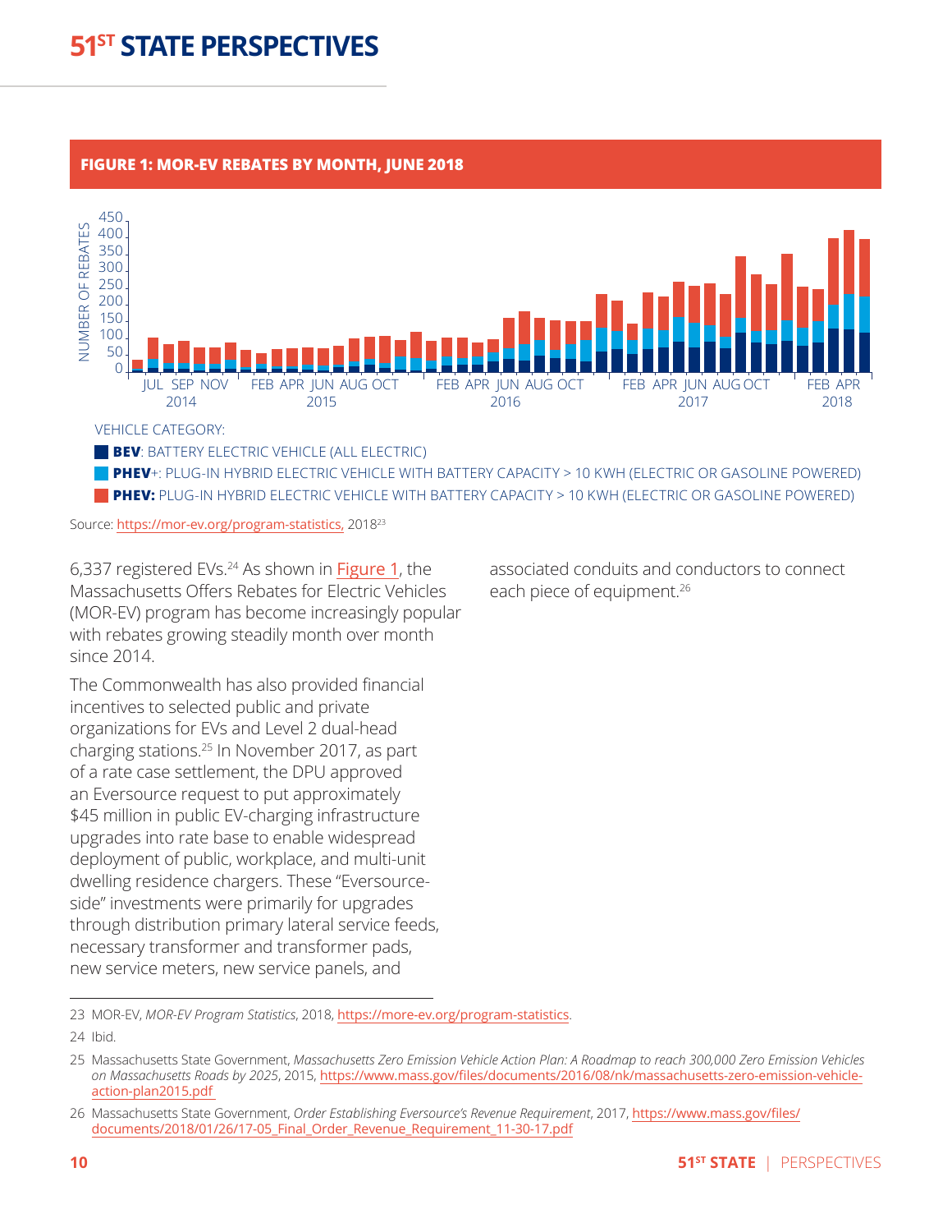## FIGURE 1: MOR-EV REBATES BY MONTH, JUNE 2018

VEHICLE CATEGORY:

- **BEV**: BATTERY ELECTRIC VEHICLE (ALL ELECTRIC)
- **PHEV**+: PLUG-IN HYBRID ELECTRIC VEHICLE WITH BATTERY CAPACITY > 10 KWH (ELECTRIC OR GASOLINE POWERED)
- **PHEV:** PLUG-IN HYBRID ELECTRIC VEHICLE WITH BATTERY CAPACITY > 10 KWH (ELECTRIC OR GASOLINE POWERED)

Source: https://mor-ev.org/program-statistics, 2018[23]

6,337 registered EVs.[24] As shown in Figure 1, the Massachusetts Offers Rebates for Electric Vehicles (MOR-EV) program has become increasingly popular with rebates growing steadily month over month since 2014.

The Commonwealth has also provided financial incentives to selected public and private organizations for EVs and Level 2 dual-head charging stations.[25] In November 2017, as part of a rate case settlement, the DPU approved an Eversource request to put approximately $45 million in public EV-charging infrastructure upgrades into rate base to enable widespread deployment of public, workplace, and multi-unit dwelling residence chargers. These "Eversource-side" investments were primarily for upgrades through distribution primary lateral service feeds, necessary transformer and transformer pads, new service meters, new service panels, and associated conduits and conductors to connect each piece of equipment.[26]

---

23 MOR-EV, *MOR-EV Program Statistics*, 2018, https://more-ev.org/program-statistics.

24 Ibid.

25 Massachusetts State Government, *Massachusetts Zero Emission Vehicle Action Plan: A Roadmap to reach 300,000 Zero Emission Vehicles on Massachusetts Roads by 2025*, 2015, https://www.mass.gov/files/documents/2016/08/nk/massachusetts-zero-emission-vehicle-action-plan2015.pdf

26 Massachusetts State Government, *Order Establishing Eversource's Revenue Requirement*, 2017, https://www.mass.gov/files/documents/2018/01/26/17-05_Final_Order_Revenue_Requirement_11-30-17.pdf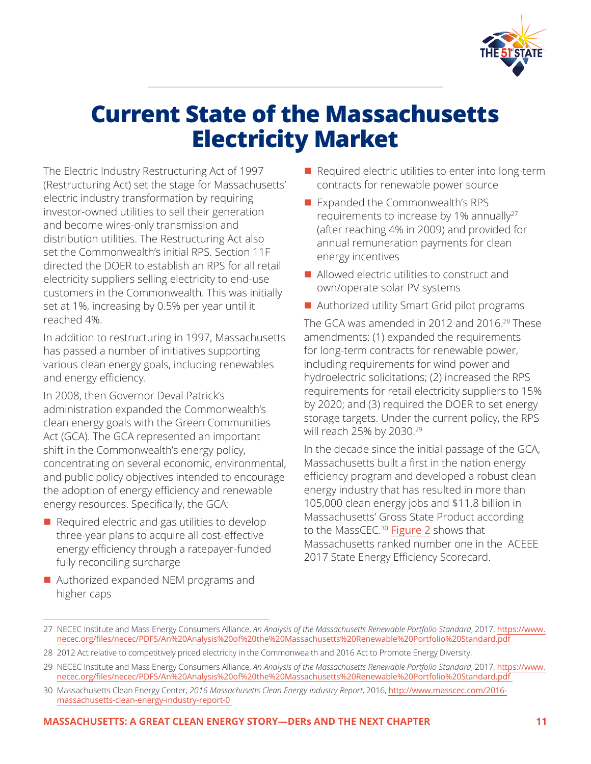# Current State of the Massachusetts Electricity Market

The Electric Industry Restructuring Act of 1997 (Restructuring Act) set the stage for Massachusetts' electric industry transformation by requiring investor-owned utilities to sell their generation and become wires-only transmission and distribution utilities. The Restructuring Act also set the Commonwealth's initial RPS. Section 11F directed the DOER to establish an RPS for all retail electricity suppliers selling electricity to end-use customers in the Commonwealth. This was initially set at 1%, increasing by 0.5% per year until it reached 4%.

In addition to restructuring in 1997, Massachusetts has passed a number of initiatives supporting various clean energy goals, including renewables and energy efficiency.

In 2008, then Governor Deval Patrick's administration expanded the Commonwealth's clean energy goals with the Green Communities Act (GCA). The GCA represented an important shift in the Commonwealth's energy policy, concentrating on several economic, environmental, and public policy objectives intended to encourage the adoption of energy efficiency and renewable energy resources. Specifically, the GCA:

- Required electric and gas utilities to develop three-year plans to acquire all cost-effective energy efficiency through a ratepayer-funded fully reconciling surcharge
- Authorized expanded NEM programs and higher caps
- Required electric utilities to enter into long-term contracts for renewable power source
- Expanded the Commonwealth's RPS requirements to increase by 1% annually[27] (after reaching 4% in 2009) and provided for annual remuneration payments for clean energy incentives
- Allowed electric utilities to construct and own/operate solar PV systems
- Authorized utility Smart Grid pilot programs

The GCA was amended in 2012 and 2016.[28] These amendments: (1) expanded the requirements for long-term contracts for renewable power, including requirements for wind power and hydroelectric solicitations; (2) increased the RPS requirements for retail electricity suppliers to 15% by 2020; and (3) required the DOER to set energy storage targets. Under the current policy, the RPS will reach 25% by 2030.[29]

In the decade since the initial passage of the GCA, Massachusetts built a first in the nation energy efficiency program and developed a robust clean energy industry that has resulted in more than 105,000 clean energy jobs and $11.8 billion in Massachusetts' Gross State Product according to the MassCEC.[30] Figure 2 shows that Massachusetts ranked number one in the ACEEE 2017 State Energy Efficiency Scorecard.

---

27 NECEC Institute and Mass Energy Consumers Alliance, *An Analysis of the Massachusetts Renewable Portfolio Standard*, 2017, https://www.necec.org/files/necec/PDFS/An%20Analysis%20of%20the%20Massachusetts%20Renewable%20Portfolio%20Standard.pdf

28 2012 Act relative to competitively priced electricity in the Commonwealth and 2016 Act to Promote Energy Diversity.

29 NECEC Institute and Mass Energy Consumers Alliance, *An Analysis of the Massachusetts Renewable Portfolio Standard*, 2017, https://www.necec.org/files/necec/PDFS/An%20Analysis%20of%20the%20Massachusetts%20Renewable%20Portfolio%20Standard.pdf

30 Massachusetts Clean Energy Center, *2016 Massachusetts Clean Energy Industry Report*, 2016, http://www.masscec.com/2016-massachusetts-clean-energy-industry-report-0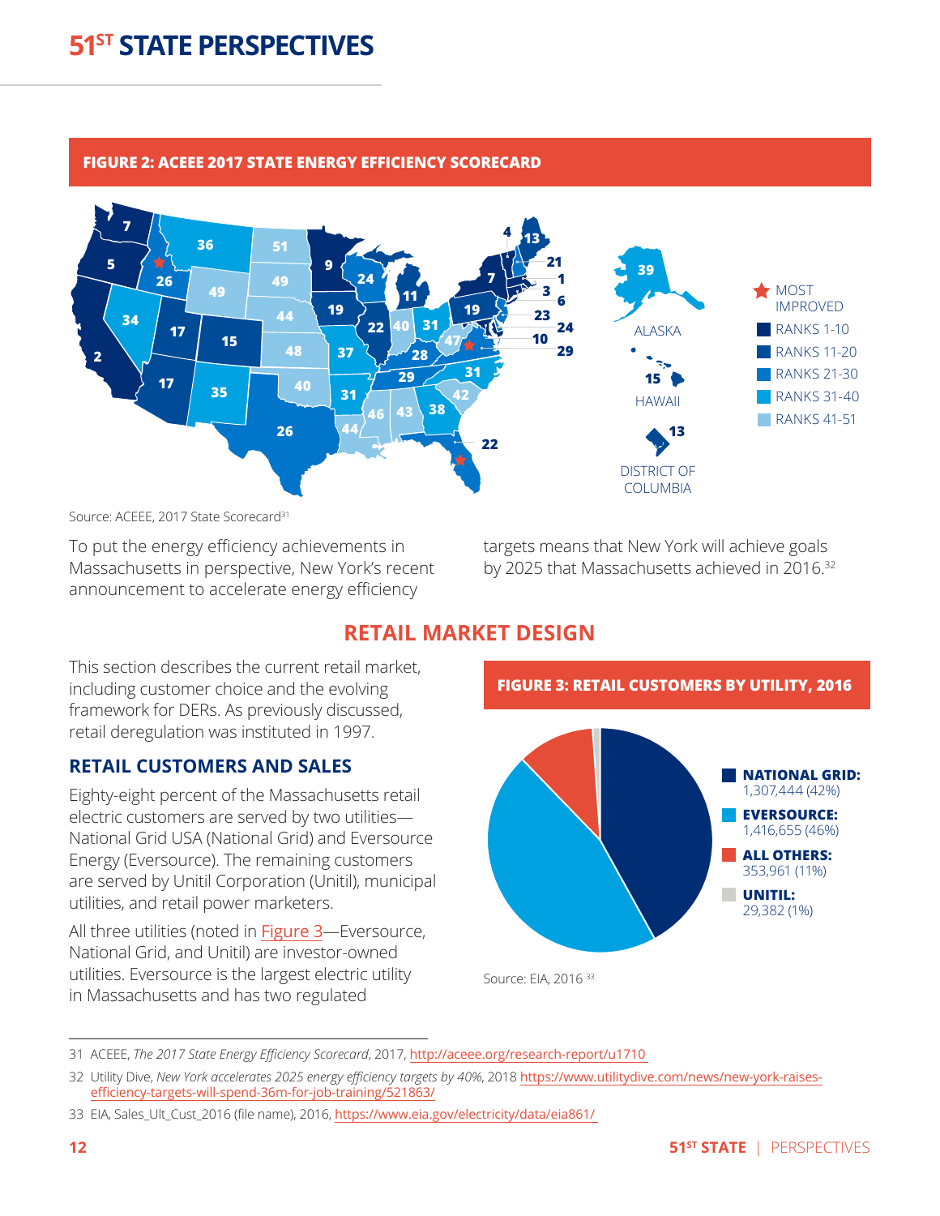**FIGURE 2: ACEEE 2017 STATE ENERGY EFFICIENCY SCORECARD**

Source: ACEEE, 2017 State Scorecard[31]

To put the energy efficiency achievements in Massachusetts in perspective, New York's recent announcement to accelerate energy efficiency targets means that New York will achieve goals by 2025 that Massachusetts achieved in 2016.[32]

## RETAIL MARKET DESIGN

This section describes the current retail market, including customer choice and the evolving framework for DERs. As previously discussed, retail deregulation was instituted in 1997.

### RETAIL CUSTOMERS AND SALES

Eighty-eight percent of the Massachusetts retail electric customers are served by two utilities—National Grid USA (National Grid) and Eversource Energy (Eversource). The remaining customers are served by Unitil Corporation (Unitil), municipal utilities, and retail power marketers.

All three utilities (noted in Figure 3—Eversource, National Grid, and Unitil) are investor-owned utilities. Eversource is the largest electric utility in Massachusetts and has two regulated

**FIGURE 3: RETAIL CUSTOMERS BY UTILITY, 2016**

| Utility | Customers |
|---|---|
| NATIONAL GRID | 1,307,444 (42%) |
| EVERSOURCE | 1,416,655 (46%) |
| ALL OTHERS | 353,961 (11%) |
| UNITIL | 29,382 (1%) |

Source: EIA, 2016[33]

---

31 ACEEE, *The 2017 State Energy Efficiency Scorecard*, 2017, http://aceee.org/research-report/u1710

32 Utility Dive, *New York accelerates 2025 energy efficiency targets by 40%*, 2018 https://www.utilitydive.com/news/new-york-raises-efficiency-targets-will-spend-36m-for-job-training/521863/

33 EIA, Sales_Ult_Cust_2016 (file name), 2016, https://www.eia.gov/electricity/data/eia861/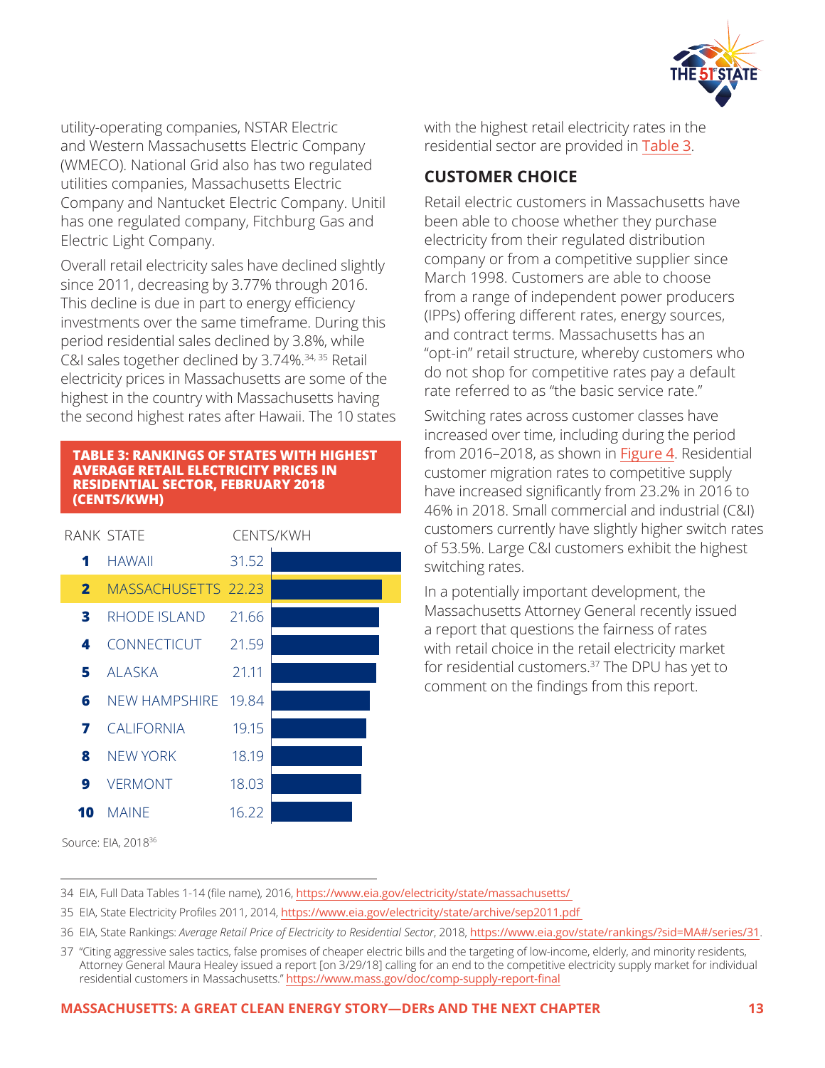utility-operating companies, NSTAR Electric and Western Massachusetts Electric Company (WMECO). National Grid also has two regulated utilities companies, Massachusetts Electric Company and Nantucket Electric Company. Unitil has one regulated company, Fitchburg Gas and Electric Light Company.

Overall retail electricity sales have declined slightly since 2011, decreasing by 3.77% through 2016. This decline is due in part to energy efficiency investments over the same timeframe. During this period residential sales declined by 3.8%, while C&I sales together declined by 3.74%.[34, 35] Retail electricity prices in Massachusetts are some of the highest in the country with Massachusetts having the second highest rates after Hawaii. The 10 states with the highest retail electricity rates in the residential sector are provided in Table 3.

**TABLE 3: RANKINGS OF STATES WITH HIGHEST AVERAGE RETAIL ELECTRICITY PRICES IN RESIDENTIAL SECTOR, FEBRUARY 2018 (CENTS/KWH)**

| RANK | STATE | CENTS/KWH |
|---|---|---|
| 1 | HAWAII | 31.52 |
| 2 | MASSACHUSETTS | 22.23 |
| 3 | RHODE ISLAND | 21.66 |
| 4 | CONNECTICUT | 21.59 |
| 5 | ALASKA | 21.11 |
| 6 | NEW HAMPSHIRE | 19.84 |
| 7 | CALIFORNIA | 19.15 |
| 8 | NEW YORK | 18.19 |
| 9 | VERMONT | 18.03 |
| 10 | MAINE | 16.22 |

Source: EIA, 2018[36]

## CUSTOMER CHOICE

Retail electric customers in Massachusetts have been able to choose whether they purchase electricity from their regulated distribution company or from a competitive supplier since March 1998. Customers are able to choose from a range of independent power producers (IPPs) offering different rates, energy sources, and contract terms. Massachusetts has an "opt-in" retail structure, whereby customers who do not shop for competitive rates pay a default rate referred to as "the basic service rate."

Switching rates across customer classes have increased over time, including during the period from 2016–2018, as shown in Figure 4. Residential customer migration rates to competitive supply have increased significantly from 23.2% in 2016 to 46% in 2018. Small commercial and industrial (C&I) customers currently have slightly higher switch rates of 53.5%. Large C&I customers exhibit the highest switching rates.

In a potentially important development, the Massachusetts Attorney General recently issued a report that questions the fairness of rates with retail choice in the retail electricity market for residential customers.[37] The DPU has yet to comment on the findings from this report.

---

34 EIA, Full Data Tables 1-14 (file name), 2016, https://www.eia.gov/electricity/state/massachusetts/

35 EIA, State Electricity Profiles 2011, 2014, https://www.eia.gov/electricity/state/archive/sep2011.pdf

36 EIA, State Rankings: *Average Retail Price of Electricity to Residential Sector*, 2018, https://www.eia.gov/state/rankings/?sid=MA#/series/31.

37 "Citing aggressive sales tactics, false promises of cheaper electric bills and the targeting of low-income, elderly, and minority residents, Attorney General Maura Healey issued a report [on 3/29/18] calling for an end to the competitive electricity supply market for individual residential customers in Massachusetts." https://www.mass.gov/doc/comp-supply-report-final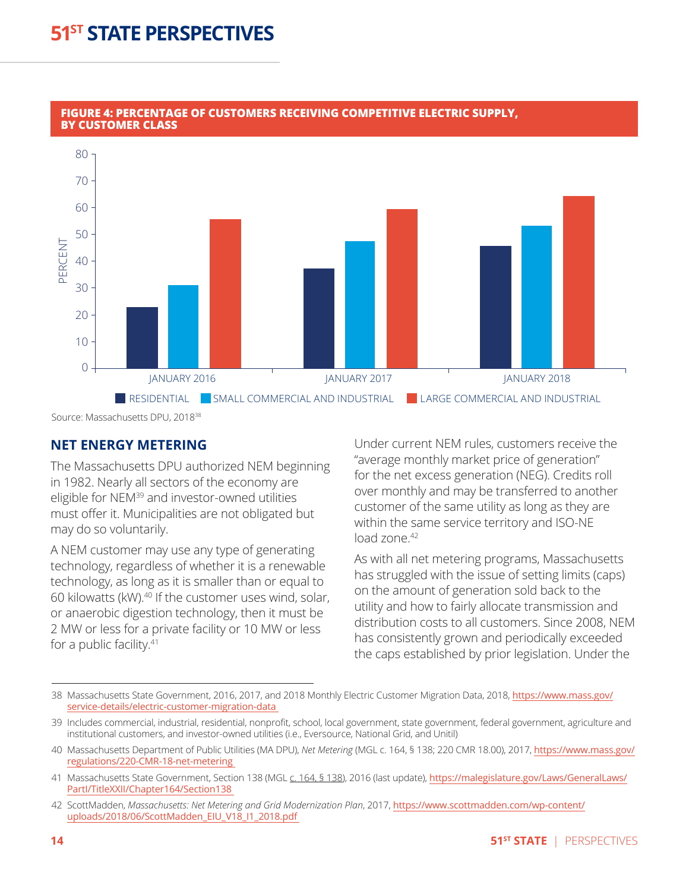**FIGURE 4: PERCENTAGE OF CUSTOMERS RECEIVING COMPETITIVE ELECTRIC SUPPLY, BY CUSTOMER CLASS**

Source: Massachusetts DPU, 2018[38]

## NET ENERGY METERING

The Massachusetts DPU authorized NEM beginning in 1982. Nearly all sectors of the economy are eligible for NEM[39] and investor-owned utilities must offer it. Municipalities are not obligated but may do so voluntarily.

A NEM customer may use any type of generating technology, regardless of whether it is a renewable technology, as long as it is smaller than or equal to 60 kilowatts (kW).[40] If the customer uses wind, solar, or anaerobic digestion technology, then it must be 2 MW or less for a private facility or 10 MW or less for a public facility.[41]

Under current NEM rules, customers receive the "average monthly market price of generation" for the net excess generation (NEG). Credits roll over monthly and may be transferred to another customer of the same utility as long as they are within the same service territory and ISO-NE load zone.[42]

As with all net metering programs, Massachusetts has struggled with the issue of setting limits (caps) on the amount of generation sold back to the utility and how to fairly allocate transmission and distribution costs to all customers. Since 2008, NEM has consistently grown and periodically exceeded the caps established by prior legislation. Under the

---

38 Massachusetts State Government, 2016, 2017, and 2018 Monthly Electric Customer Migration Data, 2018, https://www.mass.gov/service-details/electric-customer-migration-data

39 Includes commercial, industrial, residential, nonprofit, school, local government, state government, federal government, agriculture and institutional customers, and investor-owned utilities (i.e., Eversource, National Grid, and Unitil)

40 Massachusetts Department of Public Utilities (MA DPU), *Net Metering* (MGL c. 164, § 138; 220 CMR 18.00), 2017, https://www.mass.gov/regulations/220-CMR-18-net-metering

41 Massachusetts State Government, Section 138 (MGL c. 164, § 138), 2016 (last update), https://malegislature.gov/Laws/GeneralLaws/PartI/TitleXXII/Chapter164/Section138

42 ScottMadden, *Massachusetts: Net Metering and Grid Modernization Plan*, 2017, https://www.scottmadden.com/wp-content/uploads/2018/06/ScottMadden_EIU_V18_I1_2018.pdf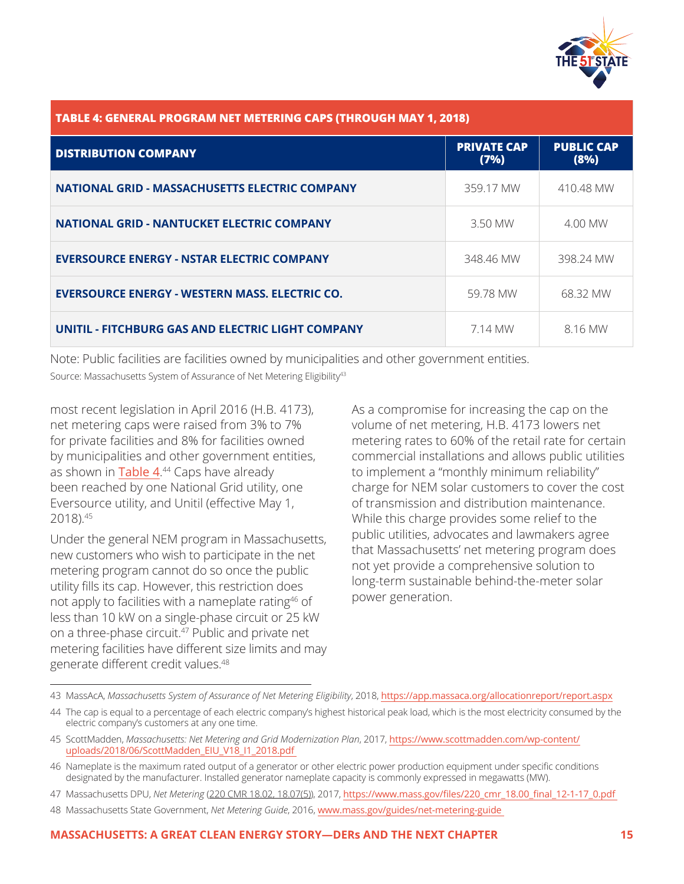**TABLE 4: GENERAL PROGRAM NET METERING CAPS (THROUGH MAY 1, 2018)**

| DISTRIBUTION COMPANY | PRIVATE CAP (7%) | PUBLIC CAP (8%) |
|---|---|---|
| NATIONAL GRID - MASSACHUSETTS ELECTRIC COMPANY | 359.17 MW | 410.48 MW |
| NATIONAL GRID - NANTUCKET ELECTRIC COMPANY | 3.50 MW | 4.00 MW |
| EVERSOURCE ENERGY - NSTAR ELECTRIC COMPANY | 348.46 MW | 398.24 MW |
| EVERSOURCE ENERGY - WESTERN MASS. ELECTRIC CO. | 59.78 MW | 68.32 MW |
| UNITIL - FITCHBURG GAS AND ELECTRIC LIGHT COMPANY | 7.14 MW | 8.16 MW |

Note: Public facilities are facilities owned by municipalities and other government entities.

Source: Massachusetts System of Assurance of Net Metering Eligibility[43]

most recent legislation in April 2016 (H.B. 4173), net metering caps were raised from 3% to 7% for private facilities and 8% for facilities owned by municipalities and other government entities, as shown in Table 4.[44] Caps have already been reached by one National Grid utility, one Eversource utility, and Unitil (effective May 1, 2018).[45]

Under the general NEM program in Massachusetts, new customers who wish to participate in the net metering program cannot do so once the public utility fills its cap. However, this restriction does not apply to facilities with a nameplate rating[46] of less than 10 kW on a single-phase circuit or 25 kW on a three-phase circuit.[47] Public and private net metering facilities have different size limits and may generate different credit values.[48]

As a compromise for increasing the cap on the volume of net metering, H.B. 4173 lowers net metering rates to 60% of the retail rate for certain commercial installations and allows public utilities to implement a "monthly minimum reliability" charge for NEM solar customers to cover the cost of transmission and distribution maintenance. While this charge provides some relief to the public utilities, advocates and lawmakers agree that Massachusetts' net metering program does not yet provide a comprehensive solution to long-term sustainable behind-the-meter solar power generation.

43 MassAcA, *Massachusetts System of Assurance of Net Metering Eligibility*, 2018, https://app.massaca.org/allocationreport/report.aspx

44 The cap is equal to a percentage of each electric company's highest historical peak load, which is the most electricity consumed by the electric company's customers at any one time.

45 ScottMadden, *Massachusetts: Net Metering and Grid Modernization Plan*, 2017, https://www.scottmadden.com/wp-content/uploads/2018/06/ScottMadden_EIU_V18_I1_2018.pdf

46 Nameplate is the maximum rated output of a generator or other electric power production equipment under specific conditions designated by the manufacturer. Installed generator nameplate capacity is commonly expressed in megawatts (MW).

47 Massachusetts DPU, *Net Metering* (220 CMR 18.02, 18.07(5)), 2017, https://www.mass.gov/files/220_cmr_18.00_final_12-1-17_0.pdf

48 Massachusetts State Government, *Net Metering Guide*, 2016, www.mass.gov/guides/net-metering-guide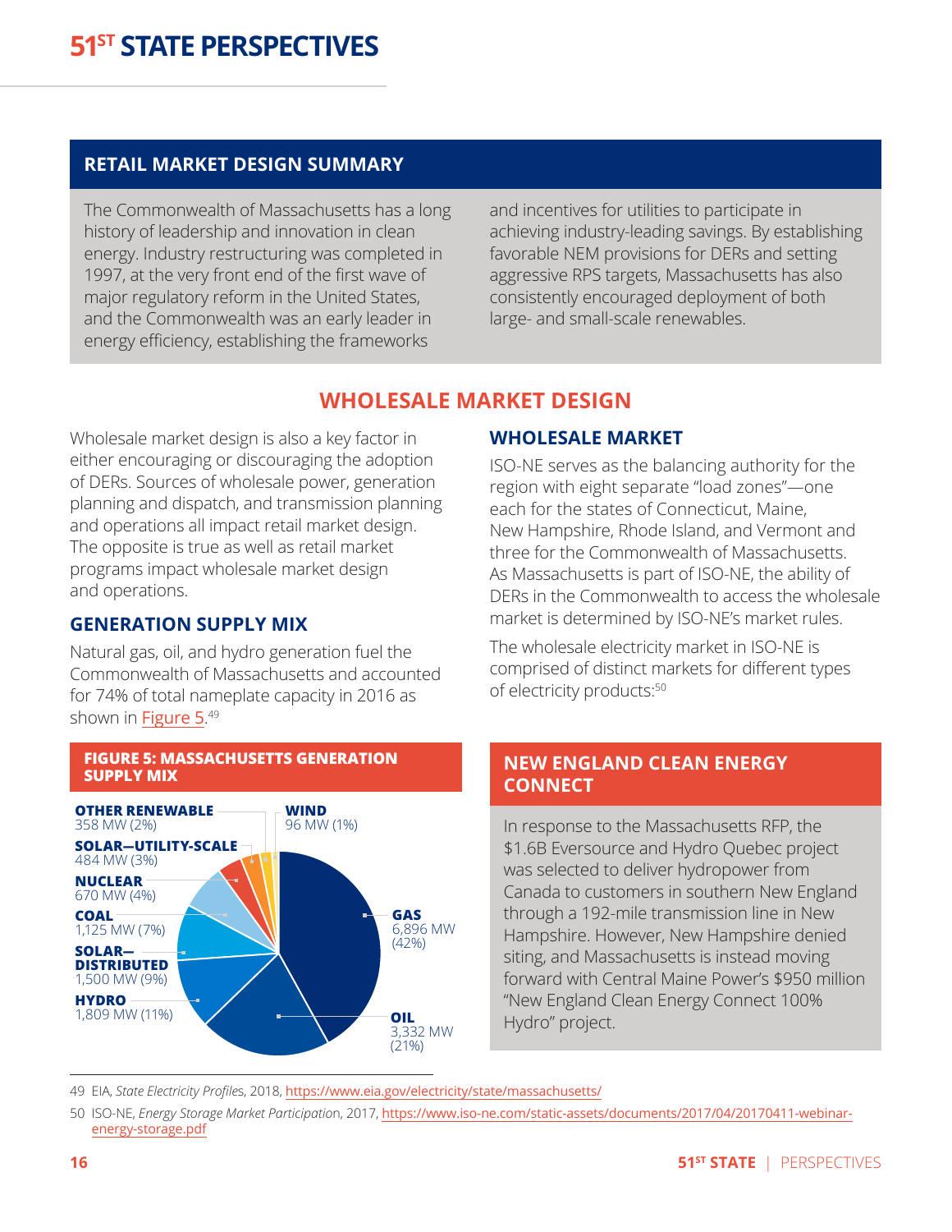## RETAIL MARKET DESIGN SUMMARY

The Commonwealth of Massachusetts has a long history of leadership and innovation in clean energy. Industry restructuring was completed in 1997, at the very front end of the first wave of major regulatory reform in the United States, and the Commonwealth was an early leader in energy efficiency, establishing the frameworks and incentives for utilities to participate in achieving industry-leading savings. By establishing favorable NEM provisions for DERs and setting aggressive RPS targets, Massachusetts has also consistently encouraged deployment of both large- and small-scale renewables.

## WHOLESALE MARKET DESIGN

Wholesale market design is also a key factor in either encouraging or discouraging the adoption of DERs. Sources of wholesale power, generation planning and dispatch, and transmission planning and operations all impact retail market design. The opposite is true as well as retail market programs impact wholesale market design and operations.

### GENERATION SUPPLY MIX

Natural gas, oil, and hydro generation fuel the Commonwealth of Massachusetts and accounted for 74% of total nameplate capacity in 2016 as shown in Figure 5.[49]

**FIGURE 5: MASSACHUSETTS GENERATION SUPPLY MIX**

| Source | Capacity |
| --- | --- |
| GAS | 6,896 MW (42%) |
| OIL | 3,332 MW (21%) |
| HYDRO | 1,809 MW (11%) |
| SOLAR—DISTRIBUTED | 1,500 MW (9%) |
| COAL | 1,125 MW (7%) |
| NUCLEAR | 670 MW (4%) |
| SOLAR—UTILITY-SCALE | 484 MW (3%) |
| OTHER RENEWABLE | 358 MW (2%) |
| WIND | 96 MW (1%) |

### WHOLESALE MARKET

ISO-NE serves as the balancing authority for the region with eight separate "load zones"—one each for the states of Connecticut, Maine, New Hampshire, Rhode Island, and Vermont and three for the Commonwealth of Massachusetts. As Massachusetts is part of ISO-NE, the ability of DERs in the Commonwealth to access the wholesale market is determined by ISO-NE's market rules.

The wholesale electricity market in ISO-NE is comprised of distinct markets for different types of electricity products:[50]

### NEW ENGLAND CLEAN ENERGY CONNECT

In response to the Massachusetts RFP, the $1.6B Eversource and Hydro Quebec project was selected to deliver hydropower from Canada to customers in southern New England through a 192-mile transmission line in New Hampshire. However, New Hampshire denied siting, and Massachusetts is instead moving forward with Central Maine Power's $950 million "New England Clean Energy Connect 100% Hydro" project.

---

49 EIA, *State Electricity Profiles*, 2018, https://www.eia.gov/electricity/state/massachusetts/

50 ISO-NE, *Energy Storage Market Participation*, 2017, https://www.iso-ne.com/static-assets/documents/2017/04/20170411-webinar-energy-storage.pdf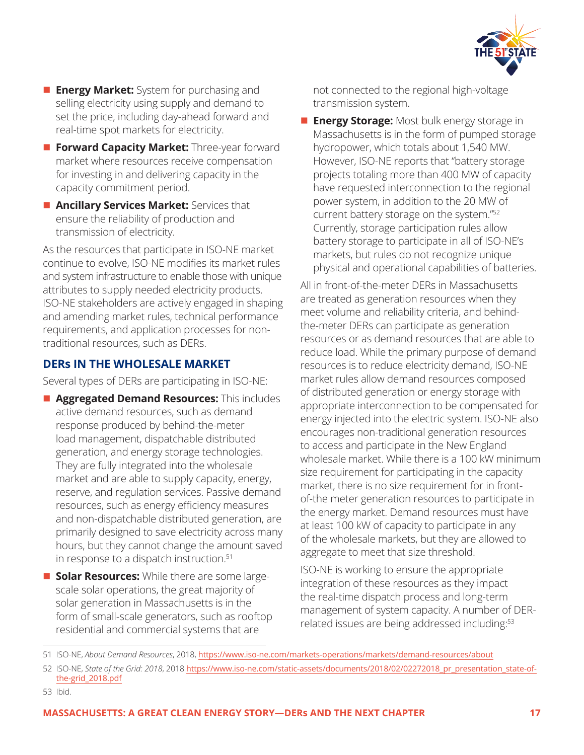- **Energy Market:** System for purchasing and selling electricity using supply and demand to set the price, including day-ahead forward and real-time spot markets for electricity.
- **Forward Capacity Market:** Three-year forward market where resources receive compensation for investing in and delivering capacity in the capacity commitment period.
- **Ancillary Services Market:** Services that ensure the reliability of production and transmission of electricity.

As the resources that participate in ISO-NE market continue to evolve, ISO-NE modifies its market rules and system infrastructure to enable those with unique attributes to supply needed electricity products. ISO-NE stakeholders are actively engaged in shaping and amending market rules, technical performance requirements, and application processes for non-traditional resources, such as DERs.

## DERs IN THE WHOLESALE MARKET

Several types of DERs are participating in ISO-NE:

- **Aggregated Demand Resources:** This includes active demand resources, such as demand response produced by behind-the-meter load management, dispatchable distributed generation, and energy storage technologies. They are fully integrated into the wholesale market and are able to supply capacity, energy, reserve, and regulation services. Passive demand resources, such as energy efficiency measures and non-dispatchable distributed generation, are primarily designed to save electricity across many hours, but they cannot change the amount saved in response to a dispatch instruction.[51]
- **Solar Resources:** While there are some large-scale solar operations, the great majority of solar generation in Massachusetts is in the form of small-scale generators, such as rooftop residential and commercial systems that are not connected to the regional high-voltage transmission system.
- **Energy Storage:** Most bulk energy storage in Massachusetts is in the form of pumped storage hydropower, which totals about 1,540 MW. However, ISO-NE reports that "battery storage projects totaling more than 400 MW of capacity have requested interconnection to the regional power system, in addition to the 20 MW of current battery storage on the system."[52] Currently, storage participation rules allow battery storage to participate in all of ISO-NE's markets, but rules do not recognize unique physical and operational capabilities of batteries.

All in front-of-the-meter DERs in Massachusetts are treated as generation resources when they meet volume and reliability criteria, and behind-the-meter DERs can participate as generation resources or as demand resources that are able to reduce load. While the primary purpose of demand resources is to reduce electricity demand, ISO-NE market rules allow demand resources composed of distributed generation or energy storage with appropriate interconnection to be compensated for energy injected into the electric system. ISO-NE also encourages non-traditional generation resources to access and participate in the New England wholesale market. While there is a 100 kW minimum size requirement for participating in the capacity market, there is no size requirement for in front-of-the meter generation resources to participate in the energy market. Demand resources must have at least 100 kW of capacity to participate in any of the wholesale markets, but they are allowed to aggregate to meet that size threshold.

ISO-NE is working to ensure the appropriate integration of these resources as they impact the real-time dispatch process and long-term management of system capacity. A number of DER-related issues are being addressed including:[53]

---

51 ISO-NE, *About Demand Resources*, 2018, https://www.iso-ne.com/markets-operations/markets/demand-resources/about

52 ISO-NE, *State of the Grid: 2018*, 2018 https://www.iso-ne.com/static-assets/documents/2018/02/02272018_pr_presentation_state-of-the-grid_2018.pdf

53 Ibid.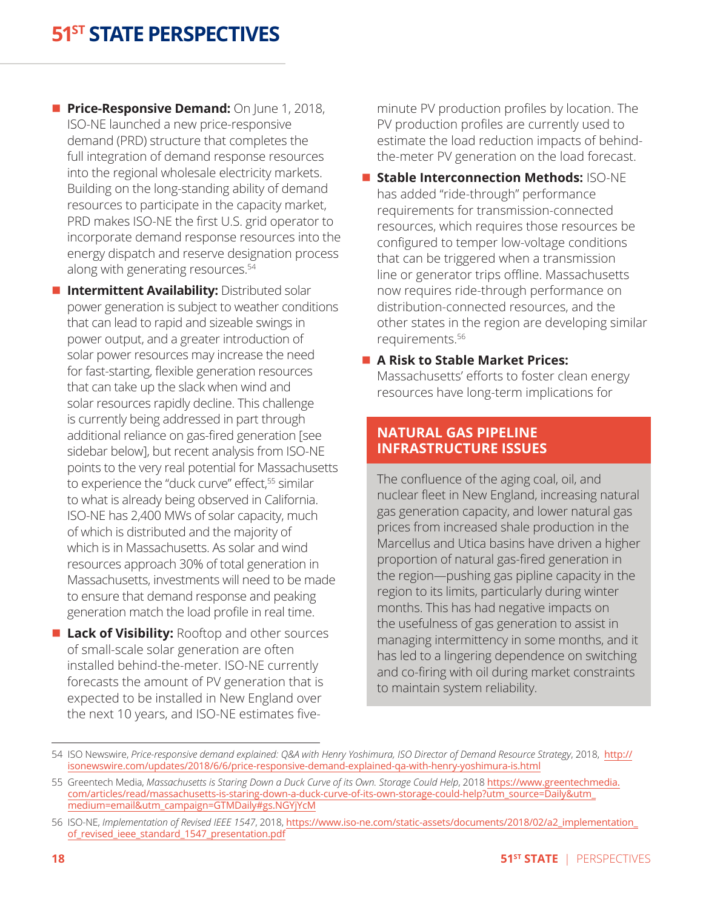- **Price-Responsive Demand:** On June 1, 2018, ISO-NE launched a new price-responsive demand (PRD) structure that completes the full integration of demand response resources into the regional wholesale electricity markets. Building on the long-standing ability of demand resources to participate in the capacity market, PRD makes ISO-NE the first U.S. grid operator to incorporate demand response resources into the energy dispatch and reserve designation process along with generating resources.[54]
- **Intermittent Availability:** Distributed solar power generation is subject to weather conditions that can lead to rapid and sizeable swings in power output, and a greater introduction of solar power resources may increase the need for fast-starting, flexible generation resources that can take up the slack when wind and solar resources rapidly decline. This challenge is currently being addressed in part through additional reliance on gas-fired generation [see sidebar below], but recent analysis from ISO-NE points to the very real potential for Massachusetts to experience the "duck curve" effect,[55] similar to what is already being observed in California. ISO-NE has 2,400 MWs of solar capacity, much of which is distributed and the majority of which is in Massachusetts. As solar and wind resources approach 30% of total generation in Massachusetts, investments will need to be made to ensure that demand response and peaking generation match the load profile in real time.
- **Lack of Visibility:** Rooftop and other sources of small-scale solar generation are often installed behind-the-meter. ISO-NE currently forecasts the amount of PV generation that is expected to be installed in New England over the next 10 years, and ISO-NE estimates five-minute PV production profiles by location. The PV production profiles are currently used to estimate the load reduction impacts of behind-the-meter PV generation on the load forecast.
- **Stable Interconnection Methods:** ISO-NE has added "ride-through" performance requirements for transmission-connected resources, which requires those resources be configured to temper low-voltage conditions that can be triggered when a transmission line or generator trips offline. Massachusetts now requires ride-through performance on distribution-connected resources, and the other states in the region are developing similar requirements.[56]
- **A Risk to Stable Market Prices:** Massachusetts' efforts to foster clean energy resources have long-term implications for

## NATURAL GAS PIPELINE INFRASTRUCTURE ISSUES

The confluence of the aging coal, oil, and nuclear fleet in New England, increasing natural gas generation capacity, and lower natural gas prices from increased shale production in the Marcellus and Utica basins have driven a higher proportion of natural gas-fired generation in the region—pushing gas pipline capacity in the region to its limits, particularly during winter months. This has had negative impacts on the usefulness of gas generation to assist in managing intermittency in some months, and it has led to a lingering dependence on switching and co-firing with oil during market constraints to maintain system reliability.

---

54 ISO Newswire, *Price-responsive demand explained: Q&A with Henry Yoshimura, ISO Director of Demand Resource Strategy*, 2018, http://isonewswire.com/updates/2018/6/6/price-responsive-demand-explained-qa-with-henry-yoshimura-is.html

55 Greentech Media, *Massachusetts is Staring Down a Duck Curve of its Own. Storage Could Help*, 2018 https://www.greentechmedia.com/articles/read/massachusetts-is-staring-down-a-duck-curve-of-its-own-storage-could-help?utm_source=Daily&utm_medium=email&utm_campaign=GTMDaily#gs.NGYjYcM

56 ISO-NE, *Implementation of Revised IEEE 1547*, 2018, https://www.iso-ne.com/static-assets/documents/2018/02/a2_implementation_of_revised_ieee_standard_1547_presentation.pdf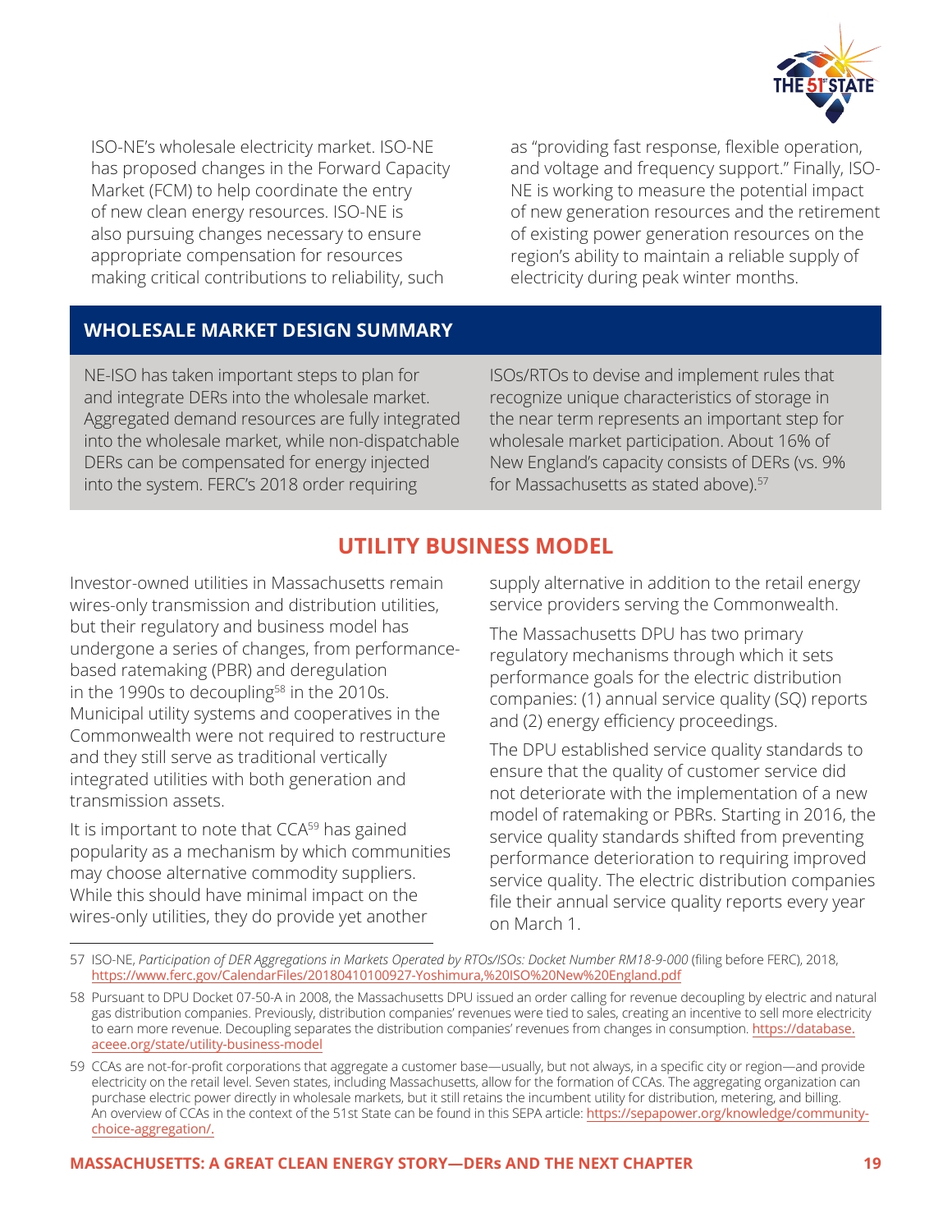ISO-NE's wholesale electricity market. ISO-NE has proposed changes in the Forward Capacity Market (FCM) to help coordinate the entry of new clean energy resources. ISO-NE is also pursuing changes necessary to ensure appropriate compensation for resources making critical contributions to reliability, such as "providing fast response, flexible operation, and voltage and frequency support." Finally, ISO-NE is working to measure the potential impact of new generation resources and the retirement of existing power generation resources on the region's ability to maintain a reliable supply of electricity during peak winter months.

### WHOLESALE MARKET DESIGN SUMMARY

NE-ISO has taken important steps to plan for and integrate DERs into the wholesale market. Aggregated demand resources are fully integrated into the wholesale market, while non-dispatchable DERs can be compensated for energy injected into the system. FERC's 2018 order requiring ISOs/RTOs to devise and implement rules that recognize unique characteristics of storage in the near term represents an important step for wholesale market participation. About 16% of New England's capacity consists of DERs (vs. 9% for Massachusetts as stated above).[57]

## UTILITY BUSINESS MODEL

Investor-owned utilities in Massachusetts remain wires-only transmission and distribution utilities, but their regulatory and business model has undergone a series of changes, from performance-based ratemaking (PBR) and deregulation in the 1990s to decoupling[58] in the 2010s. Municipal utility systems and cooperatives in the Commonwealth were not required to restructure and they still serve as traditional vertically integrated utilities with both generation and transmission assets.

It is important to note that CCA[59] has gained popularity as a mechanism by which communities may choose alternative commodity suppliers. While this should have minimal impact on the wires-only utilities, they do provide yet another supply alternative in addition to the retail energy service providers serving the Commonwealth.

The Massachusetts DPU has two primary regulatory mechanisms through which it sets performance goals for the electric distribution companies: (1) annual service quality (SQ) reports and (2) energy efficiency proceedings.

The DPU established service quality standards to ensure that the quality of customer service did not deteriorate with the implementation of a new model of ratemaking or PBRs. Starting in 2016, the service quality standards shifted from preventing performance deterioration to requiring improved service quality. The electric distribution companies file their annual service quality reports every year on March 1.

---

57 ISO-NE, *Participation of DER Aggregations in Markets Operated by RTOs/ISOs: Docket Number RM18-9-000* (filing before FERC), 2018, https://www.ferc.gov/CalendarFiles/20180410100927-Yoshimura,%20ISO%20New%20England.pdf

58 Pursuant to DPU Docket 07-50-A in 2008, the Massachusetts DPU issued an order calling for revenue decoupling by electric and natural gas distribution companies. Previously, distribution companies' revenues were tied to sales, creating an incentive to sell more electricity to earn more revenue. Decoupling separates the distribution companies' revenues from changes in consumption. https://database.aceee.org/state/utility-business-model

59 CCAs are not-for-profit corporations that aggregate a customer base—usually, but not always, in a specific city or region—and provide electricity on the retail level. Seven states, including Massachusetts, allow for the formation of CCAs. The aggregating organization can purchase electric power directly in wholesale markets, but it still retains the incumbent utility for distribution, metering, and billing. An overview of CCAs in the context of the 51st State can be found in this SEPA article: https://sepapower.org/knowledge/community-choice-aggregation/.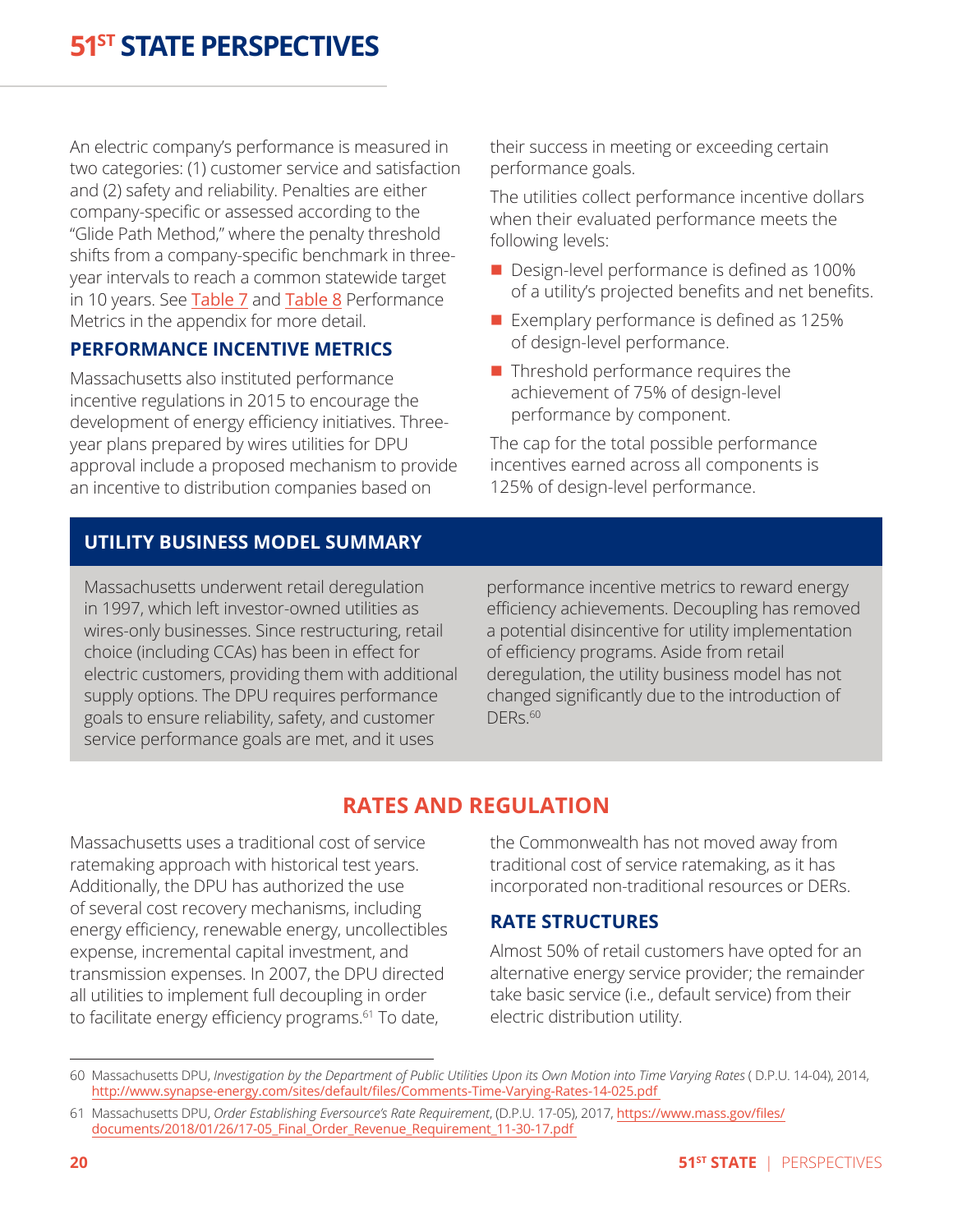An electric company's performance is measured in two categories: (1) customer service and satisfaction and (2) safety and reliability. Penalties are either company-specific or assessed according to the "Glide Path Method," where the penalty threshold shifts from a company-specific benchmark in three-year intervals to reach a common statewide target in 10 years. See Table 7 and Table 8 Performance Metrics in the appendix for more detail.

### PERFORMANCE INCENTIVE METRICS

Massachusetts also instituted performance incentive regulations in 2015 to encourage the development of energy efficiency initiatives. Three-year plans prepared by wires utilities for DPU approval include a proposed mechanism to provide an incentive to distribution companies based on their success in meeting or exceeding certain performance goals.

The utilities collect performance incentive dollars when their evaluated performance meets the following levels:

- Design-level performance is defined as 100% of a utility's projected benefits and net benefits.
- Exemplary performance is defined as 125% of design-level performance.
- Threshold performance requires the achievement of 75% of design-level performance by component.

The cap for the total possible performance incentives earned across all components is 125% of design-level performance.

### UTILITY BUSINESS MODEL SUMMARY

Massachusetts underwent retail deregulation in 1997, which left investor-owned utilities as wires-only businesses. Since restructuring, retail choice (including CCAs) has been in effect for electric customers, providing them with additional supply options. The DPU requires performance goals to ensure reliability, safety, and customer service performance goals are met, and it uses performance incentive metrics to reward energy efficiency achievements. Decoupling has removed a potential disincentive for utility implementation of efficiency programs. Aside from retail deregulation, the utility business model has not changed significantly due to the introduction of DERs.[60]

## RATES AND REGULATION

Massachusetts uses a traditional cost of service ratemaking approach with historical test years. Additionally, the DPU has authorized the use of several cost recovery mechanisms, including energy efficiency, renewable energy, uncollectibles expense, incremental capital investment, and transmission expenses. In 2007, the DPU directed all utilities to implement full decoupling in order to facilitate energy efficiency programs.[61] To date, the Commonwealth has not moved away from traditional cost of service ratemaking, as it has incorporated non-traditional resources or DERs.

### RATE STRUCTURES

Almost 50% of retail customers have opted for an alternative energy service provider; the remainder take basic service (i.e., default service) from their electric distribution utility.

---

60 Massachusetts DPU, *Investigation by the Department of Public Utilities Upon its Own Motion into Time Varying Rates* ( D.P.U. 14-04), 2014, http://www.synapse-energy.com/sites/default/files/Comments-Time-Varying-Rates-14-025.pdf

61 Massachusetts DPU, *Order Establishing Eversource's Rate Requirement*, (D.P.U. 17-05), 2017, https://www.mass.gov/files/documents/2018/01/26/17-05_Final_Order_Revenue_Requirement_11-30-17.pdf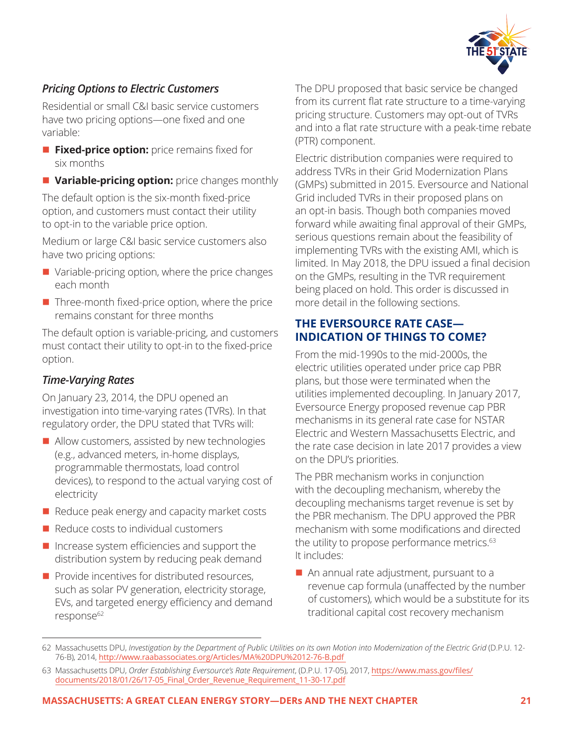### *Pricing Options to Electric Customers*

Residential or small C&I basic service customers have two pricing options—one fixed and one variable:

- **Fixed-price option:** price remains fixed for six months
- **Variable-pricing option:** price changes monthly

The default option is the six-month fixed-price option, and customers must contact their utility to opt-in to the variable price option.

Medium or large C&I basic service customers also have two pricing options:

- Variable-pricing option, where the price changes each month
- Three-month fixed-price option, where the price remains constant for three months

The default option is variable-pricing, and customers must contact their utility to opt-in to the fixed-price option.

### *Time-Varying Rates*

On January 23, 2014, the DPU opened an investigation into time-varying rates (TVRs). In that regulatory order, the DPU stated that TVRs will:

- Allow customers, assisted by new technologies (e.g., advanced meters, in-home displays, programmable thermostats, load control devices), to respond to the actual varying cost of electricity
- Reduce peak energy and capacity market costs
- Reduce costs to individual customers
- Increase system efficiencies and support the distribution system by reducing peak demand
- Provide incentives for distributed resources, such as solar PV generation, electricity storage, EVs, and targeted energy efficiency and demand response[62]

The DPU proposed that basic service be changed from its current flat rate structure to a time-varying pricing structure. Customers may opt-out of TVRs and into a flat rate structure with a peak-time rebate (PTR) component.

Electric distribution companies were required to address TVRs in their Grid Modernization Plans (GMPs) submitted in 2015. Eversource and National Grid included TVRs in their proposed plans on an opt-in basis. Though both companies moved forward while awaiting final approval of their GMPs, serious questions remain about the feasibility of implementing TVRs with the existing AMI, which is limited. In May 2018, the DPU issued a final decision on the GMPs, resulting in the TVR requirement being placed on hold. This order is discussed in more detail in the following sections.

## THE EVERSOURCE RATE CASE—INDICATION OF THINGS TO COME?

From the mid-1990s to the mid-2000s, the electric utilities operated under price cap PBR plans, but those were terminated when the utilities implemented decoupling. In January 2017, Eversource Energy proposed revenue cap PBR mechanisms in its general rate case for NSTAR Electric and Western Massachusetts Electric, and the rate case decision in late 2017 provides a view on the DPU's priorities.

The PBR mechanism works in conjunction with the decoupling mechanism, whereby the decoupling mechanisms target revenue is set by the PBR mechanism. The DPU approved the PBR mechanism with some modifications and directed the utility to propose performance metrics.[63] It includes:

- An annual rate adjustment, pursuant to a revenue cap formula (unaffected by the number of customers), which would be a substitute for its traditional capital cost recovery mechanism

---

62 Massachusetts DPU, *Investigation by the Department of Public Utilities on its own Motion into Modernization of the Electric Grid* (D.P.U. 12-76-B), 2014, http://www.raabassociates.org/Articles/MA%20DPU%2012-76-B.pdf

63 Massachusetts DPU, *Order Establishing Eversource's Rate Requirement*, (D.P.U. 17-05), 2017, https://www.mass.gov/files/documents/2018/01/26/17-05_Final_Order_Revenue_Requirement_11-30-17.pdf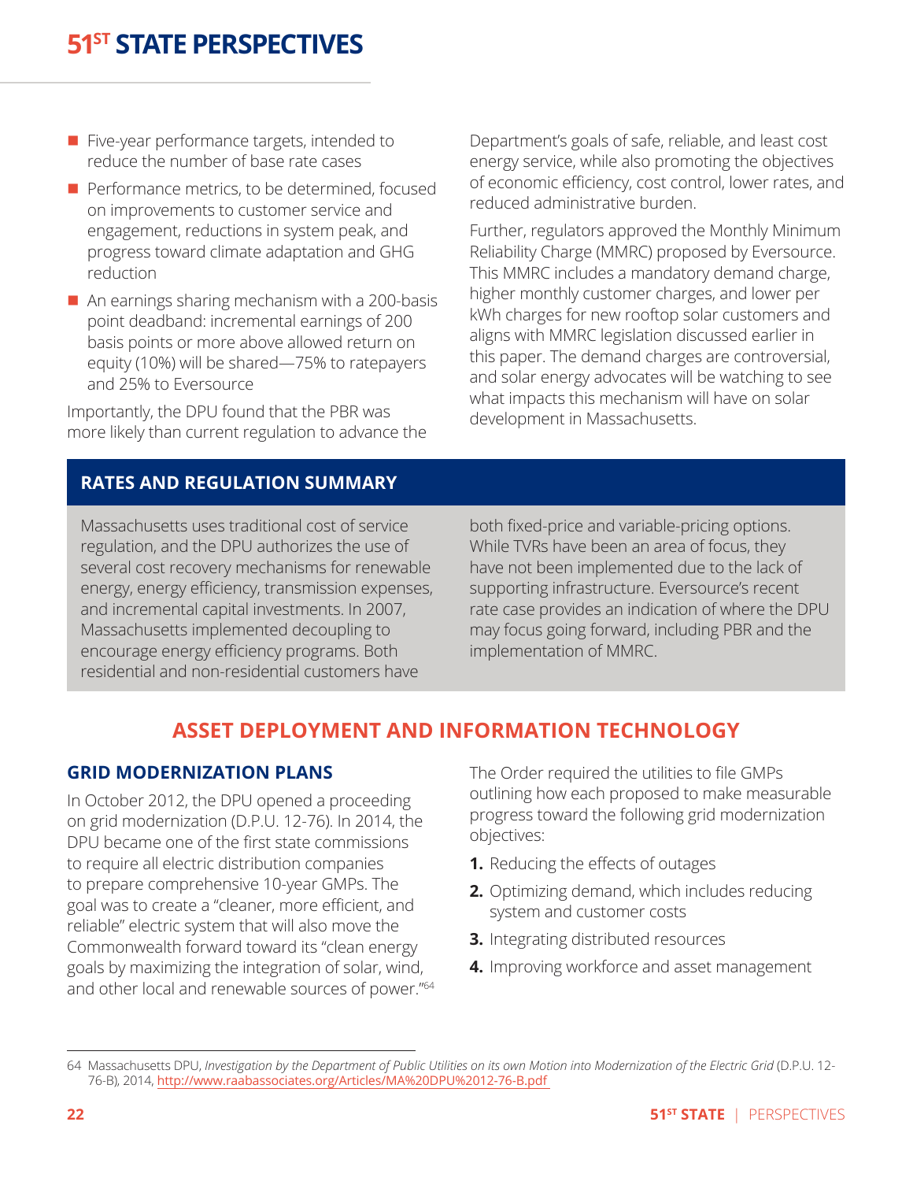- Five-year performance targets, intended to reduce the number of base rate cases
- Performance metrics, to be determined, focused on improvements to customer service and engagement, reductions in system peak, and progress toward climate adaptation and GHG reduction
- An earnings sharing mechanism with a 200-basis point deadband: incremental earnings of 200 basis points or more above allowed return on equity (10%) will be shared—75% to ratepayers and 25% to Eversource

Importantly, the DPU found that the PBR was more likely than current regulation to advance the Department's goals of safe, reliable, and least cost energy service, while also promoting the objectives of economic efficiency, cost control, lower rates, and reduced administrative burden.

Further, regulators approved the Monthly Minimum Reliability Charge (MMRC) proposed by Eversource. This MMRC includes a mandatory demand charge, higher monthly customer charges, and lower per kWh charges for new rooftop solar customers and aligns with MMRC legislation discussed earlier in this paper. The demand charges are controversial, and solar energy advocates will be watching to see what impacts this mechanism will have on solar development in Massachusetts.

## RATES AND REGULATION SUMMARY

Massachusetts uses traditional cost of service regulation, and the DPU authorizes the use of several cost recovery mechanisms for renewable energy, energy efficiency, transmission expenses, and incremental capital investments. In 2007, Massachusetts implemented decoupling to encourage energy efficiency programs. Both residential and non-residential customers have both fixed-price and variable-pricing options. While TVRs have been an area of focus, they have not been implemented due to the lack of supporting infrastructure. Eversource's recent rate case provides an indication of where the DPU may focus going forward, including PBR and the implementation of MMRC.

# ASSET DEPLOYMENT AND INFORMATION TECHNOLOGY

## GRID MODERNIZATION PLANS

In October 2012, the DPU opened a proceeding on grid modernization (D.P.U. 12-76). In 2014, the DPU became one of the first state commissions to require all electric distribution companies to prepare comprehensive 10-year GMPs. The goal was to create a "cleaner, more efficient, and reliable" electric system that will also move the Commonwealth forward toward its "clean energy goals by maximizing the integration of solar, wind, and other local and renewable sources of power."[64]

The Order required the utilities to file GMPs outlining how each proposed to make measurable progress toward the following grid modernization objectives:

1. Reducing the effects of outages
2. Optimizing demand, which includes reducing system and customer costs
3. Integrating distributed resources
4. Improving workforce and asset management

---

64 Massachusetts DPU, *Investigation by the Department of Public Utilities on its own Motion into Modernization of the Electric Grid* (D.P.U. 12-76-B), 2014, http://www.raabassociates.org/Articles/MA%20DPU%2012-76-B.pdf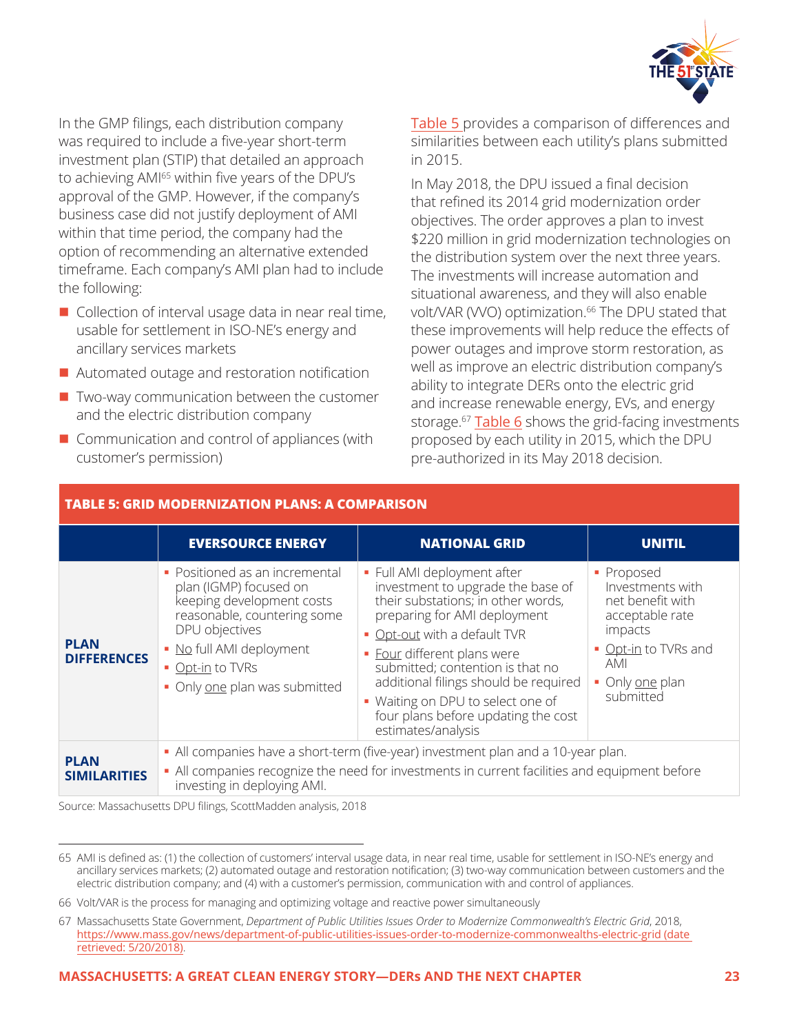In the GMP filings, each distribution company was required to include a five-year short-term investment plan (STIP) that detailed an approach to achieving AMI[65] within five years of the DPU's approval of the GMP. However, if the company's business case did not justify deployment of AMI within that time period, the company had the option of recommending an alternative extended timeframe. Each company's AMI plan had to include the following:

- Collection of interval usage data in near real time, usable for settlement in ISO-NE's energy and ancillary services markets
- Automated outage and restoration notification
- Two-way communication between the customer and the electric distribution company
- Communication and control of appliances (with customer's permission)

Table 5 provides a comparison of differences and similarities between each utility's plans submitted in 2015.

In May 2018, the DPU issued a final decision that refined its 2014 grid modernization order objectives. The order approves a plan to invest $220 million in grid modernization technologies on the distribution system over the next three years. The investments will increase automation and situational awareness, and they will also enable volt/VAR (VVO) optimization.[66] The DPU stated that these improvements will help reduce the effects of power outages and improve storm restoration, as well as improve an electric distribution company's ability to integrate DERs onto the electric grid and increase renewable energy, EVs, and energy storage.[67] Table 6 shows the grid-facing investments proposed by each utility in 2015, which the DPU pre-authorized in its May 2018 decision.

**TABLE 5: GRID MODERNIZATION PLANS: A COMPARISON**

| | EVERSOURCE ENERGY | NATIONAL GRID | UNITIL |
|---|---|---|---|
| **PLAN DIFFERENCES** | • Positioned as an incremental plan (IGMP) focused on keeping development costs reasonable, countering some DPU objectives<br>• No full AMI deployment<br>• Opt-in to TVRs<br>• Only one plan was submitted | • Full AMI deployment after investment to upgrade the base of their substations; in other words, preparing for AMI deployment<br>• Opt-out with a default TVR<br>• Four different plans were submitted; contention is that no additional filings should be required<br>• Waiting on DPU to select one of four plans before updating the cost estimates/analysis | • Proposed Investments with net benefit with acceptable rate impacts<br>• Opt-in to TVRs and AMI<br>• Only one plan submitted |
| **PLAN SIMILARITIES** | • All companies have a short-term (five-year) investment plan and a 10-year plan.<br>• All companies recognize the need for investments in current facilities and equipment before investing in deploying AMI. | | |

Source: Massachusetts DPU filings, ScottMadden analysis, 2018

---

65 AMI is defined as: (1) the collection of customers' interval usage data, in near real time, usable for settlement in ISO-NE's energy and ancillary services markets; (2) automated outage and restoration notification; (3) two-way communication between customers and the electric distribution company; and (4) with a customer's permission, communication with and control of appliances.

66 Volt/VAR is the process for managing and optimizing voltage and reactive power simultaneously

67 Massachusetts State Government, *Department of Public Utilities Issues Order to Modernize Commonwealth's Electric Grid*, 2018, https://www.mass.gov/news/department-of-public-utilities-issues-order-to-modernize-commonwealths-electric-grid (date retrieved: 5/20/2018).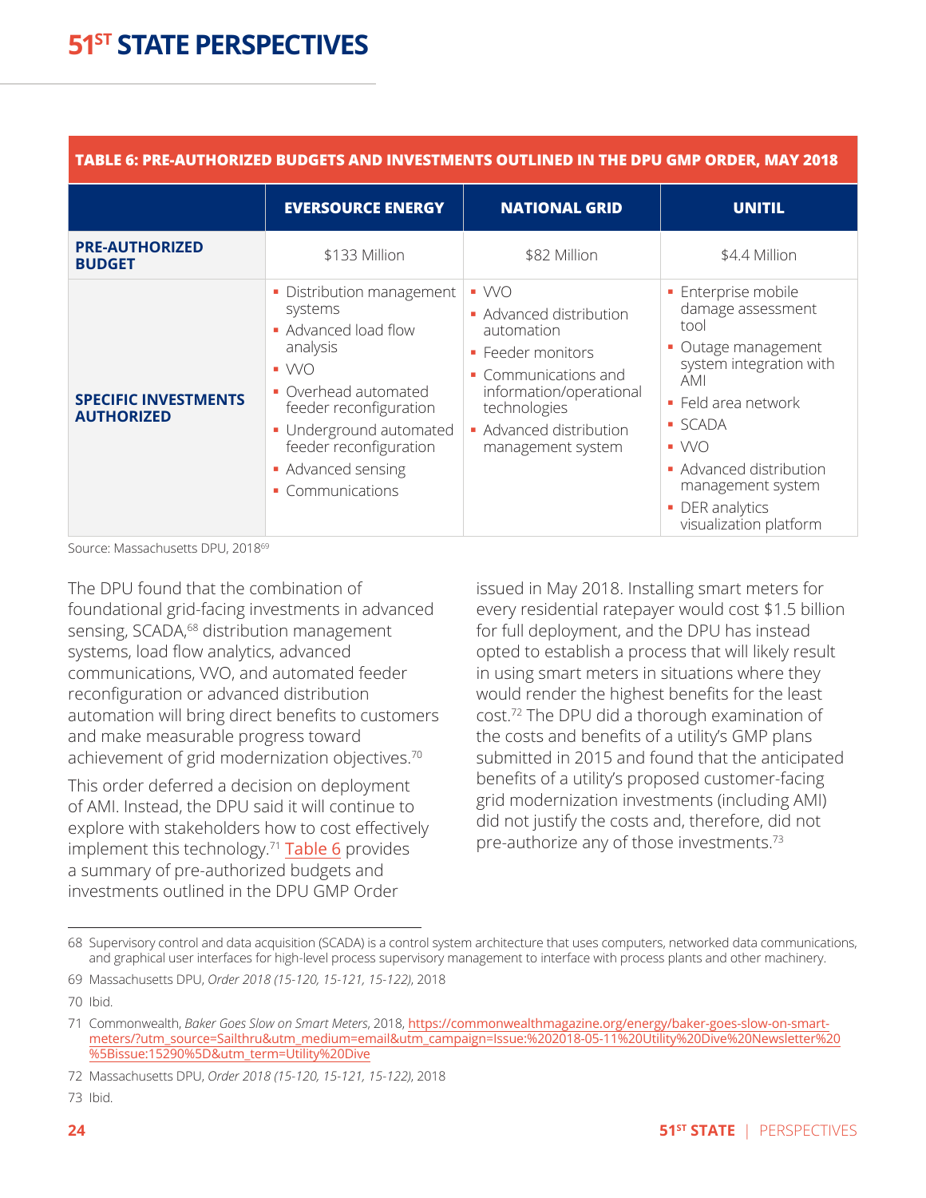**TABLE 6: PRE-AUTHORIZED BUDGETS AND INVESTMENTS OUTLINED IN THE DPU GMP ORDER, MAY 2018**

| | EVERSOURCE ENERGY | NATIONAL GRID | UNITIL |
|---|---|---|---|
| **PRE-AUTHORIZED BUDGET** | $133 Million | $82 Million | $4.4 Million |
| **SPECIFIC INVESTMENTS AUTHORIZED** | ▪ Distribution management systems<br>▪ Advanced load flow analysis<br>▪ VVO<br>▪ Overhead automated feeder reconfiguration<br>▪ Underground automated feeder reconfiguration<br>▪ Advanced sensing<br>▪ Communications | ▪ VVO<br>▪ Advanced distribution automation<br>▪ Feeder monitors<br>▪ Communications and information/operational technologies<br>▪ Advanced distribution management system | ▪ Enterprise mobile damage assessment tool<br>▪ Outage management system integration with AMI<br>▪ Feld area network<br>▪ SCADA<br>▪ VVO<br>▪ Advanced distribution management system<br>▪ DER analytics visualization platform |

Source: Massachusetts DPU, 2018[69]

The DPU found that the combination of foundational grid-facing investments in advanced sensing, SCADA,[68] distribution management systems, load flow analytics, advanced communications, VVO, and automated feeder reconfiguration or advanced distribution automation will bring direct benefits to customers and make measurable progress toward achievement of grid modernization objectives.[70]

This order deferred a decision on deployment of AMI. Instead, the DPU said it will continue to explore with stakeholders how to cost effectively implement this technology.[71] Table 6 provides a summary of pre-authorized budgets and investments outlined in the DPU GMP Order issued in May 2018. Installing smart meters for every residential ratepayer would cost $1.5 billion for full deployment, and the DPU has instead opted to establish a process that will likely result in using smart meters in situations where they would render the highest benefits for the least cost.[72] The DPU did a thorough examination of the costs and benefits of a utility's GMP plans submitted in 2015 and found that the anticipated benefits of a utility's proposed customer-facing grid modernization investments (including AMI) did not justify the costs and, therefore, did not pre-authorize any of those investments.[73]

---

68 Supervisory control and data acquisition (SCADA) is a control system architecture that uses computers, networked data communications, and graphical user interfaces for high-level process supervisory management to interface with process plants and other machinery.

69 Massachusetts DPU, *Order 2018 (15-120, 15-121, 15-122)*, 2018

70 Ibid.

71 Commonwealth, *Baker Goes Slow on Smart Meters*, 2018, https://commonwealthmagazine.org/energy/baker-goes-slow-on-smart-meters/?utm_source=Sailthru&utm_medium=email&utm_campaign=Issue:%202018-05-11%20Utility%20Dive%20Newsletter%20%5Bissue:15290%5D&utm_term=Utility%20Dive

72 Massachusetts DPU, *Order 2018 (15-120, 15-121, 15-122)*, 2018

73 Ibid.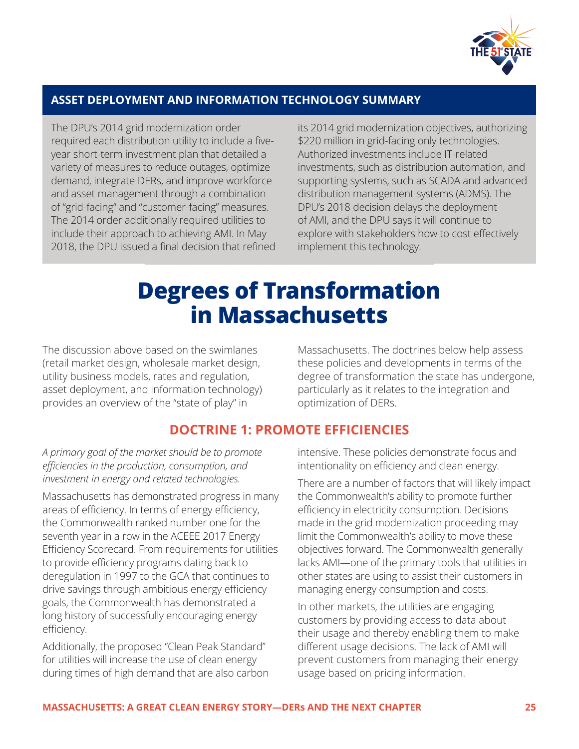## ASSET DEPLOYMENT AND INFORMATION TECHNOLOGY SUMMARY

The DPU's 2014 grid modernization order required each distribution utility to include a five-year short-term investment plan that detailed a variety of measures to reduce outages, optimize demand, integrate DERs, and improve workforce and asset management through a combination of "grid-facing" and "customer-facing" measures. The 2014 order additionally required utilities to include their approach to achieving AMI. In May 2018, the DPU issued a final decision that refined its 2014 grid modernization objectives, authorizing $220 million in grid-facing only technologies. Authorized investments include IT-related investments, such as distribution automation, and supporting systems, such as SCADA and advanced distribution management systems (ADMS). The DPU's 2018 decision delays the deployment of AMI, and the DPU says it will continue to explore with stakeholders how to cost effectively implement this technology.

# Degrees of Transformation in Massachusetts

The discussion above based on the swimlanes (retail market design, wholesale market design, utility business models, rates and regulation, asset deployment, and information technology) provides an overview of the "state of play" in Massachusetts. The doctrines below help assess these policies and developments in terms of the degree of transformation the state has undergone, particularly as it relates to the integration and optimization of DERs.

## DOCTRINE 1: PROMOTE EFFICIENCIES

*A primary goal of the market should be to promote efficiencies in the production, consumption, and investment in energy and related technologies.*

Massachusetts has demonstrated progress in many areas of efficiency. In terms of energy efficiency, the Commonwealth ranked number one for the seventh year in a row in the ACEEE 2017 Energy Efficiency Scorecard. From requirements for utilities to provide efficiency programs dating back to deregulation in 1997 to the GCA that continues to drive savings through ambitious energy efficiency goals, the Commonwealth has demonstrated a long history of successfully encouraging energy efficiency.

Additionally, the proposed "Clean Peak Standard" for utilities will increase the use of clean energy during times of high demand that are also carbon intensive. These policies demonstrate focus and intentionality on efficiency and clean energy.

There are a number of factors that will likely impact the Commonwealth's ability to promote further efficiency in electricity consumption. Decisions made in the grid modernization proceeding may limit the Commonwealth's ability to move these objectives forward. The Commonwealth generally lacks AMI—one of the primary tools that utilities in other states are using to assist their customers in managing energy consumption and costs.

In other markets, the utilities are engaging customers by providing access to data about their usage and thereby enabling them to make different usage decisions. The lack of AMI will prevent customers from managing their energy usage based on pricing information.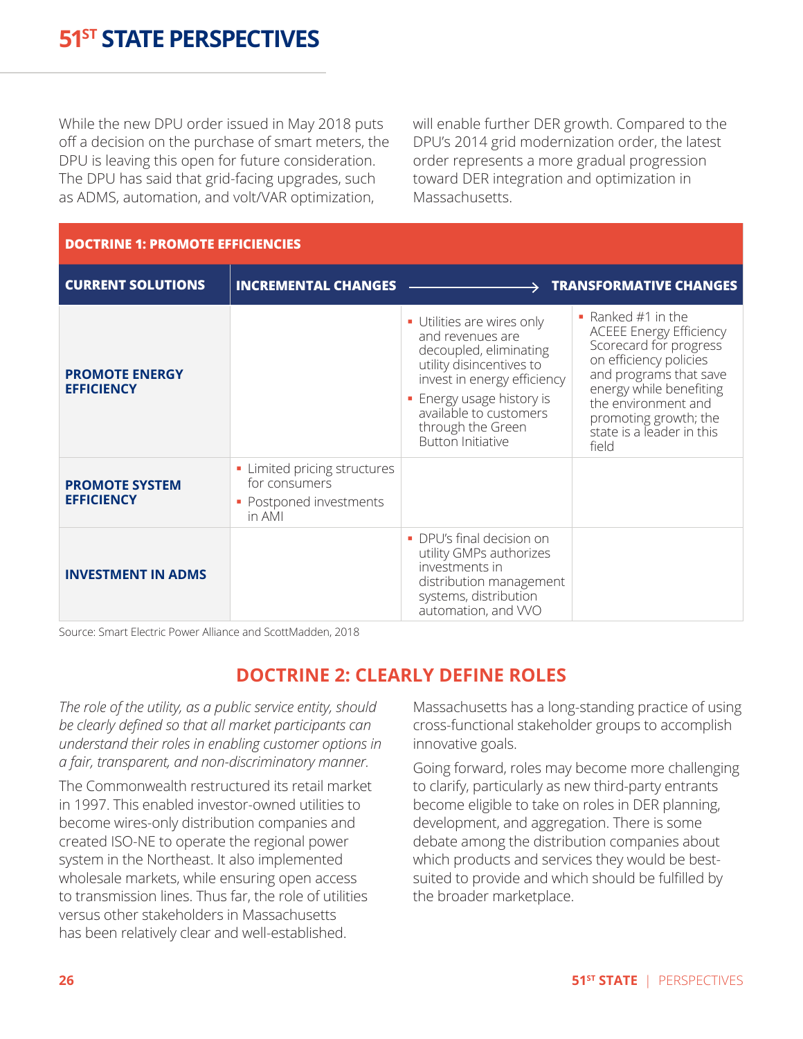While the new DPU order issued in May 2018 puts off a decision on the purchase of smart meters, the DPU is leaving this open for future consideration. The DPU has said that grid-facing upgrades, such as ADMS, automation, and volt/VAR optimization, will enable further DER growth. Compared to the DPU's 2014 grid modernization order, the latest order represents a more gradual progression toward DER integration and optimization in Massachusetts.

| DOCTRINE 1: PROMOTE EFFICIENCIES | | | |
|---|---|---|---|
| **CURRENT SOLUTIONS** | **INCREMENTAL CHANGES** | → | **TRANSFORMATIVE CHANGES** |
| **PROMOTE ENERGY EFFICIENCY** | | ▪ Utilities are wires only and revenues are decoupled, eliminating utility disincentives to invest in energy efficiency ▪ Energy usage history is available to customers through the Green Button Initiative | ▪ Ranked #1 in the ACEEE Energy Efficiency Scorecard for progress on efficiency policies and programs that save energy while benefiting the environment and promoting growth; the state is a leader in this field |
| **PROMOTE SYSTEM EFFICIENCY** | ▪ Limited pricing structures for consumers ▪ Postponed investments in AMI | | |
| **INVESTMENT IN ADMS** | | ▪ DPU's final decision on utility GMPs authorizes investments in distribution management systems, distribution automation, and VVO | |

Source: Smart Electric Power Alliance and ScottMadden, 2018

## DOCTRINE 2: CLEARLY DEFINE ROLES

*The role of the utility, as a public service entity, should be clearly defined so that all market participants can understand their roles in enabling customer options in a fair, transparent, and non-discriminatory manner.*

The Commonwealth restructured its retail market in 1997. This enabled investor-owned utilities to become wires-only distribution companies and created ISO-NE to operate the regional power system in the Northeast. It also implemented wholesale markets, while ensuring open access to transmission lines. Thus far, the role of utilities versus other stakeholders in Massachusetts has been relatively clear and well-established.

Massachusetts has a long-standing practice of using cross-functional stakeholder groups to accomplish innovative goals.

Going forward, roles may become more challenging to clarify, particularly as new third-party entrants become eligible to take on roles in DER planning, development, and aggregation. There is some debate among the distribution companies about which products and services they would be best-suited to provide and which should be fulfilled by the broader marketplace.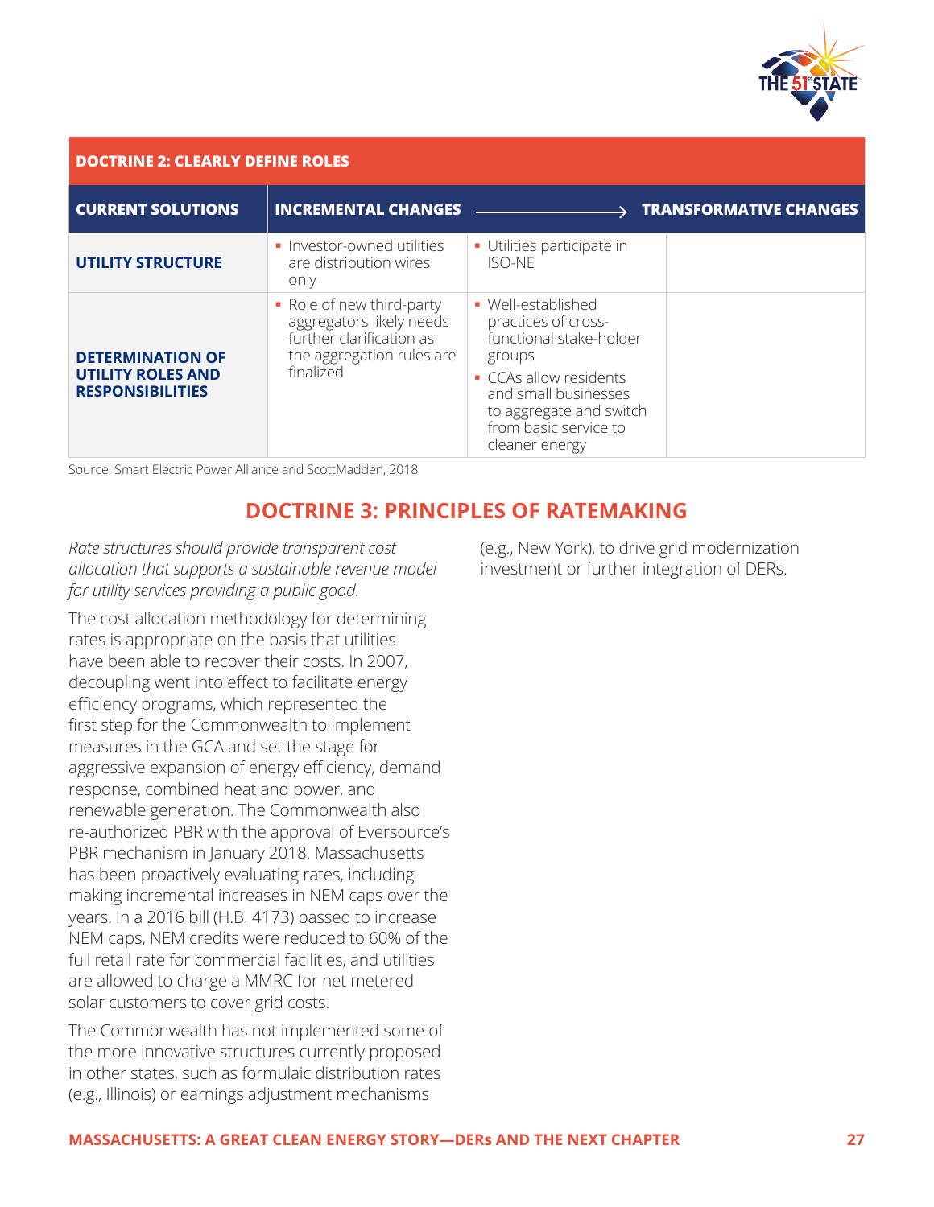**DOCTRINE 2: CLEARLY DEFINE ROLES**

| CURRENT SOLUTIONS | INCREMENTAL CHANGES | ⟶ | TRANSFORMATIVE CHANGES |
|---|---|---|---|
| **UTILITY STRUCTURE** | ▪ Investor-owned utilities are distribution wires only | ▪ Utilities participate in ISO-NE | |
| **DETERMINATION OF UTILITY ROLES AND RESPONSIBILITIES** | ▪ Role of new third-party aggregators likely needs further clarification as the aggregation rules are finalized | ▪ Well-established practices of cross-functional stake-holder groups<br>▪ CCAs allow residents and small businesses to aggregate and switch from basic service to cleaner energy | |

Source: Smart Electric Power Alliance and ScottMadden, 2018

## DOCTRINE 3: PRINCIPLES OF RATEMAKING

*Rate structures should provide transparent cost allocation that supports a sustainable revenue model for utility services providing a public good.*

The cost allocation methodology for determining rates is appropriate on the basis that utilities have been able to recover their costs. In 2007, decoupling went into effect to facilitate energy efficiency programs, which represented the first step for the Commonwealth to implement measures in the GCA and set the stage for aggressive expansion of energy efficiency, demand response, combined heat and power, and renewable generation. The Commonwealth also re-authorized PBR with the approval of Eversource's PBR mechanism in January 2018. Massachusetts has been proactively evaluating rates, including making incremental increases in NEM caps over the years. In a 2016 bill (H.B. 4173) passed to increase NEM caps, NEM credits were reduced to 60% of the full retail rate for commercial facilities, and utilities are allowed to charge a MMRC for net metered solar customers to cover grid costs.

The Commonwealth has not implemented some of the more innovative structures currently proposed in other states, such as formulaic distribution rates (e.g., Illinois) or earnings adjustment mechanisms (e.g., New York), to drive grid modernization investment or further integration of DERs.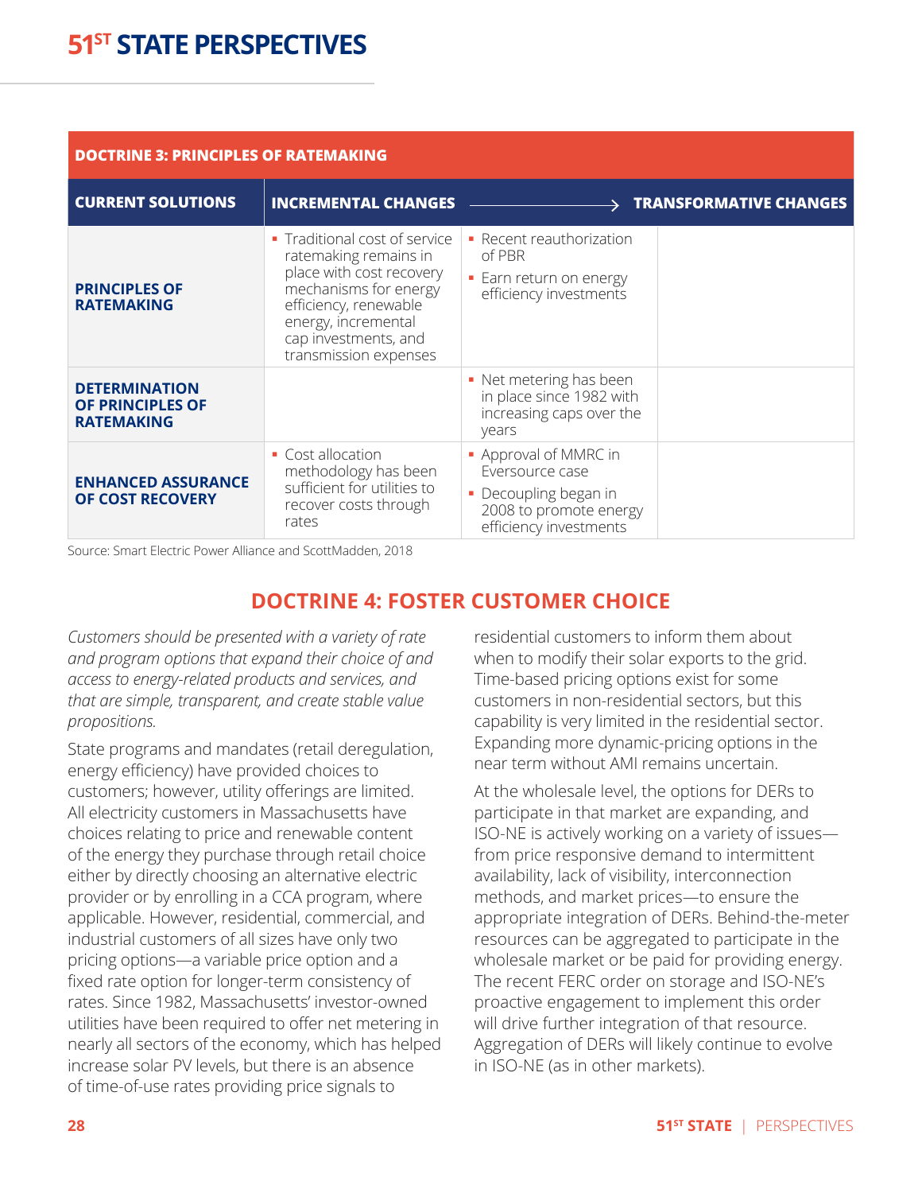| DOCTRINE 3: PRINCIPLES OF RATEMAKING | | | |
|---|---|---|---|
| **CURRENT SOLUTIONS** | **INCREMENTAL CHANGES** | → | **TRANSFORMATIVE CHANGES** |
| **PRINCIPLES OF RATEMAKING** | ▪ Traditional cost of service ratemaking remains in place with cost recovery mechanisms for energy efficiency, renewable energy, incremental cap investments, and transmission expenses | ▪ Recent reauthorization of PBR<br>▪ Earn return on energy efficiency investments | |
| **DETERMINATION OF PRINCIPLES OF RATEMAKING** | | ▪ Net metering has been in place since 1982 with increasing caps over the years | |
| **ENHANCED ASSURANCE OF COST RECOVERY** | ▪ Cost allocation methodology has been sufficient for utilities to recover costs through rates | ▪ Approval of MMRC in Eversource case<br>▪ Decoupling began in 2008 to promote energy efficiency investments | |

Source: Smart Electric Power Alliance and ScottMadden, 2018

## DOCTRINE 4: FOSTER CUSTOMER CHOICE

*Customers should be presented with a variety of rate and program options that expand their choice of and access to energy-related products and services, and that are simple, transparent, and create stable value propositions.*

State programs and mandates (retail deregulation, energy efficiency) have provided choices to customers; however, utility offerings are limited. All electricity customers in Massachusetts have choices relating to price and renewable content of the energy they purchase through retail choice either by directly choosing an alternative electric provider or by enrolling in a CCA program, where applicable. However, residential, commercial, and industrial customers of all sizes have only two pricing options—a variable price option and a fixed rate option for longer-term consistency of rates. Since 1982, Massachusetts' investor-owned utilities have been required to offer net metering in nearly all sectors of the economy, which has helped increase solar PV levels, but there is an absence of time-of-use rates providing price signals to residential customers to inform them about when to modify their solar exports to the grid. Time-based pricing options exist for some customers in non-residential sectors, but this capability is very limited in the residential sector. Expanding more dynamic-pricing options in the near term without AMI remains uncertain.

At the wholesale level, the options for DERs to participate in that market are expanding, and ISO-NE is actively working on a variety of issues—from price responsive demand to intermittent availability, lack of visibility, interconnection methods, and market prices—to ensure the appropriate integration of DERs. Behind-the-meter resources can be aggregated to participate in the wholesale market or be paid for providing energy. The recent FERC order on storage and ISO-NE's proactive engagement to implement this order will drive further integration of that resource. Aggregation of DERs will likely continue to evolve in ISO-NE (as in other markets).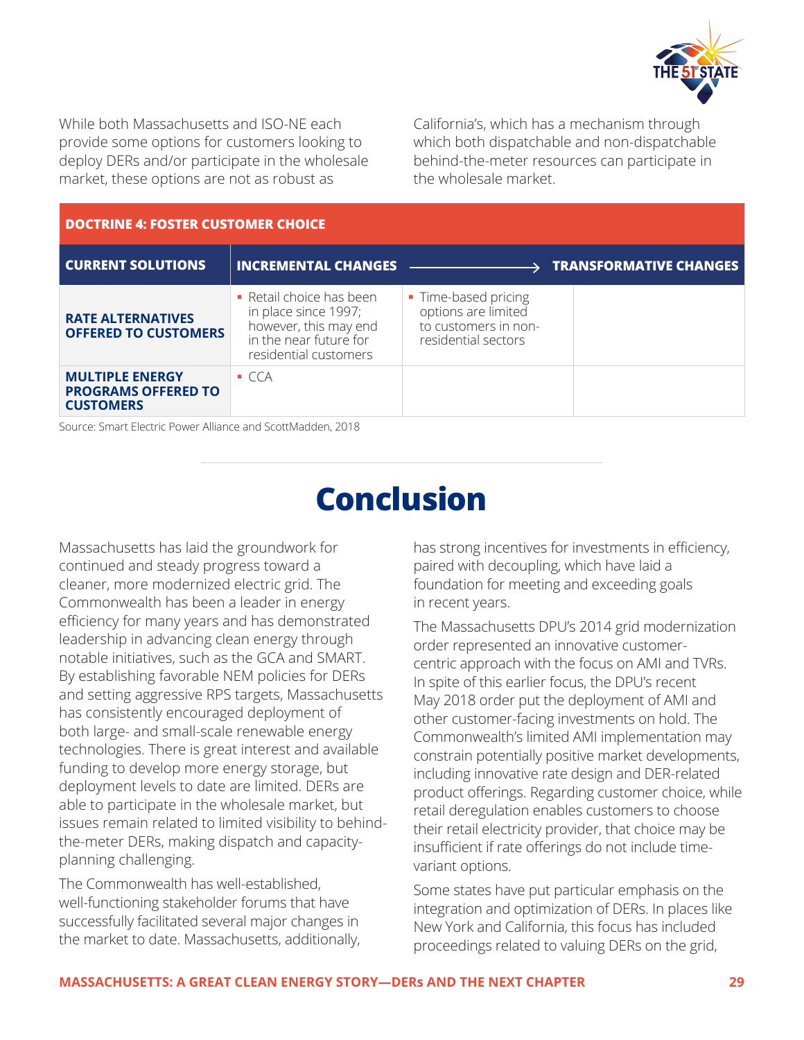While both Massachusetts and ISO-NE each provide some options for customers looking to deploy DERs and/or participate in the wholesale market, these options are not as robust as California's, which has a mechanism through which both dispatchable and non-dispatchable behind-the-meter resources can participate in the wholesale market.

| DOCTRINE 4: FOSTER CUSTOMER CHOICE | | | |
|---|---|---|---|
| **CURRENT SOLUTIONS** | **INCREMENTAL CHANGES** ⟶ | | **TRANSFORMATIVE CHANGES** |
| **RATE ALTERNATIVES OFFERED TO CUSTOMERS** | ▪ Retail choice has been in place since 1997; however, this may end in the near future for residential customers | ▪ Time-based pricing options are limited to customers in non-residential sectors | |
| **MULTIPLE ENERGY PROGRAMS OFFERED TO CUSTOMERS** | ▪ CCA | | |

Source: Smart Electric Power Alliance and ScottMadden, 2018

# Conclusion

Massachusetts has laid the groundwork for continued and steady progress toward a cleaner, more modernized electric grid. The Commonwealth has been a leader in energy efficiency for many years and has demonstrated leadership in advancing clean energy through notable initiatives, such as the GCA and SMART. By establishing favorable NEM policies for DERs and setting aggressive RPS targets, Massachusetts has consistently encouraged deployment of both large- and small-scale renewable energy technologies. There is great interest and available funding to develop more energy storage, but deployment levels to date are limited. DERs are able to participate in the wholesale market, but issues remain related to limited visibility to behind-the-meter DERs, making dispatch and capacity-planning challenging.

The Commonwealth has well-established, well-functioning stakeholder forums that have successfully facilitated several major changes in the market to date. Massachusetts, additionally, has strong incentives for investments in efficiency, paired with decoupling, which have laid a foundation for meeting and exceeding goals in recent years.

The Massachusetts DPU's 2014 grid modernization order represented an innovative customer-centric approach with the focus on AMI and TVRs. In spite of this earlier focus, the DPU's recent May 2018 order put the deployment of AMI and other customer-facing investments on hold. The Commonwealth's limited AMI implementation may constrain potentially positive market developments, including innovative rate design and DER-related product offerings. Regarding customer choice, while retail deregulation enables customers to choose their retail electricity provider, that choice may be insufficient if rate offerings do not include time-variant options.

Some states have put particular emphasis on the integration and optimization of DERs. In places like New York and California, this focus has included proceedings related to valuing DERs on the grid,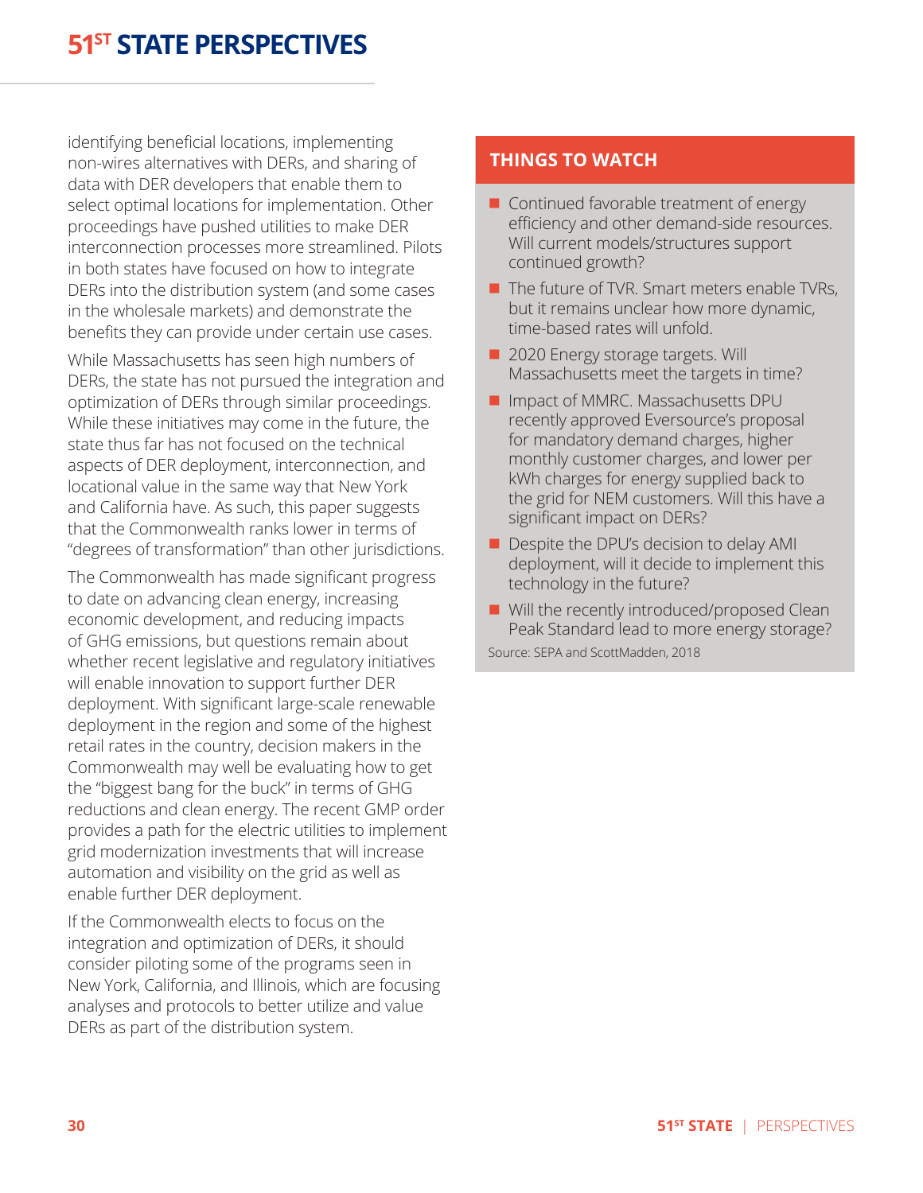identifying beneficial locations, implementing non-wires alternatives with DERs, and sharing of data with DER developers that enable them to select optimal locations for implementation. Other proceedings have pushed utilities to make DER interconnection processes more streamlined. Pilots in both states have focused on how to integrate DERs into the distribution system (and some cases in the wholesale markets) and demonstrate the benefits they can provide under certain use cases.

While Massachusetts has seen high numbers of DERs, the state has not pursued the integration and optimization of DERs through similar proceedings. While these initiatives may come in the future, the state thus far has not focused on the technical aspects of DER deployment, interconnection, and locational value in the same way that New York and California have. As such, this paper suggests that the Commonwealth ranks lower in terms of "degrees of transformation" than other jurisdictions.

The Commonwealth has made significant progress to date on advancing clean energy, increasing economic development, and reducing impacts of GHG emissions, but questions remain about whether recent legislative and regulatory initiatives will enable innovation to support further DER deployment. With significant large-scale renewable deployment in the region and some of the highest retail rates in the country, decision makers in the Commonwealth may well be evaluating how to get the "biggest bang for the buck" in terms of GHG reductions and clean energy. The recent GMP order provides a path for the electric utilities to implement grid modernization investments that will increase automation and visibility on the grid as well as enable further DER deployment.

If the Commonwealth elects to focus on the integration and optimization of DERs, it should consider piloting some of the programs seen in New York, California, and Illinois, which are focusing analyses and protocols to better utilize and value DERs as part of the distribution system.

## THINGS TO WATCH

- Continued favorable treatment of energy efficiency and other demand-side resources. Will current models/structures support continued growth?
- The future of TVR. Smart meters enable TVRs, but it remains unclear how more dynamic, time-based rates will unfold.
- 2020 Energy storage targets. Will Massachusetts meet the targets in time?
- Impact of MMRC. Massachusetts DPU recently approved Eversource's proposal for mandatory demand charges, higher monthly customer charges, and lower per kWh charges for energy supplied back to the grid for NEM customers. Will this have a significant impact on DERs?
- Despite the DPU's decision to delay AMI deployment, will it decide to implement this technology in the future?
- Will the recently introduced/proposed Clean Peak Standard lead to more energy storage?

Source: SEPA and ScottMadden, 2018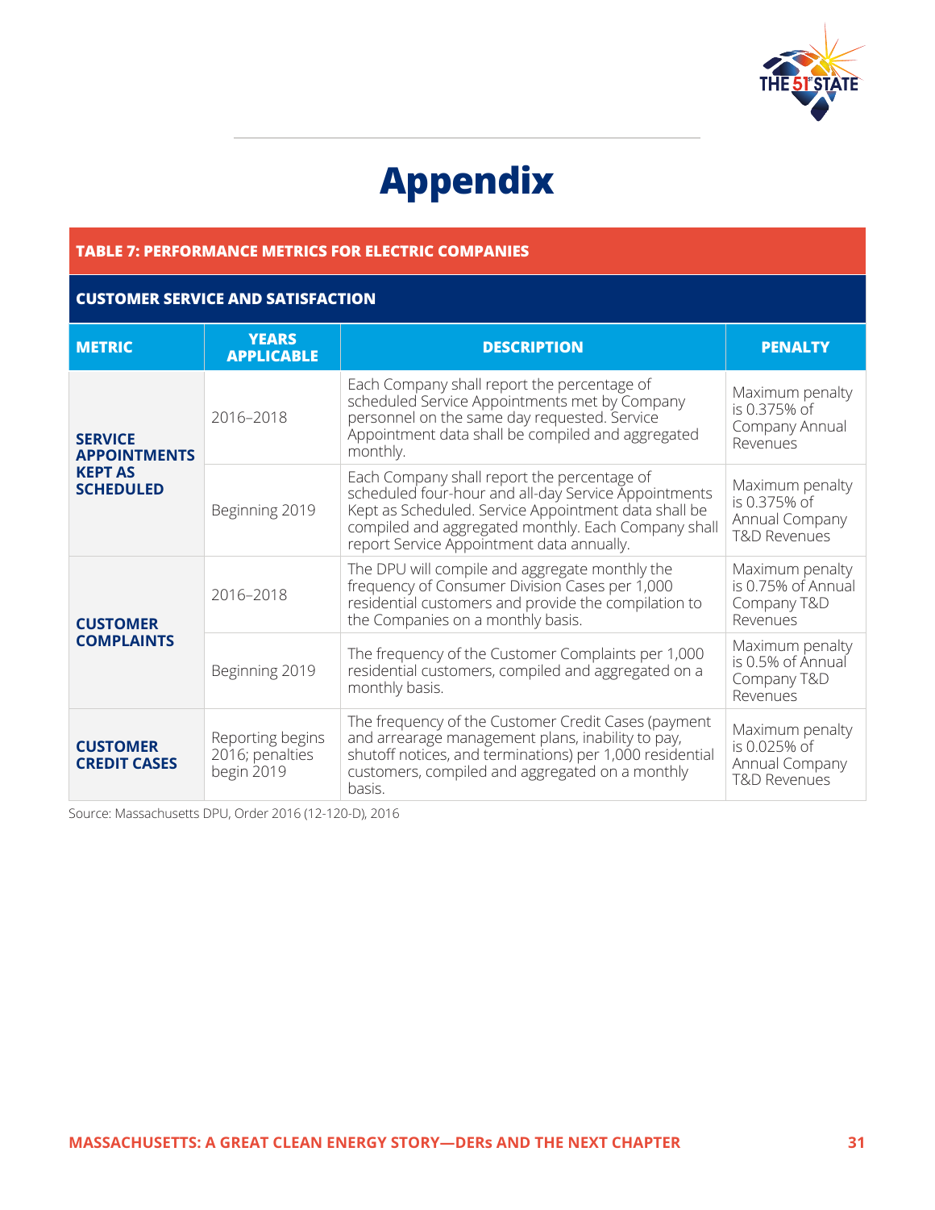# Appendix

**TABLE 7: PERFORMANCE METRICS FOR ELECTRIC COMPANIES**

| CUSTOMER SERVICE AND SATISFACTION | | | |
|---|---|---|---|
| **METRIC** | **YEARS APPLICABLE** | **DESCRIPTION** | **PENALTY** |
| **SERVICE APPOINTMENTS KEPT AS SCHEDULED** | 2016–2018 | Each Company shall report the percentage of scheduled Service Appointments met by Company personnel on the same day requested. Service Appointment data shall be compiled and aggregated monthly. | Maximum penalty is 0.375% of Company Annual Revenues |
| | Beginning 2019 | Each Company shall report the percentage of scheduled four-hour and all-day Service Appointments Kept as Scheduled. Service Appointment data shall be compiled and aggregated monthly. Each Company shall report Service Appointment data annually. | Maximum penalty is 0.375% of Annual Company T&D Revenues |
| **CUSTOMER COMPLAINTS** | 2016–2018 | The DPU will compile and aggregate monthly the frequency of Consumer Division Cases per 1,000 residential customers and provide the compilation to the Companies on a monthly basis. | Maximum penalty is 0.75% of Annual Company T&D Revenues |
| | Beginning 2019 | The frequency of the Customer Complaints per 1,000 residential customers, compiled and aggregated on a monthly basis. | Maximum penalty is 0.5% of Annual Company T&D Revenues |
| **CUSTOMER CREDIT CASES** | Reporting begins 2016; penalties begin 2019 | The frequency of the Customer Credit Cases (payment and arrearage management plans, inability to pay, shutoff notices, and terminations) per 1,000 residential customers, compiled and aggregated on a monthly basis. | Maximum penalty is 0.025% of Annual Company T&D Revenues |

Source: Massachusetts DPU, Order 2016 (12-120-D), 2016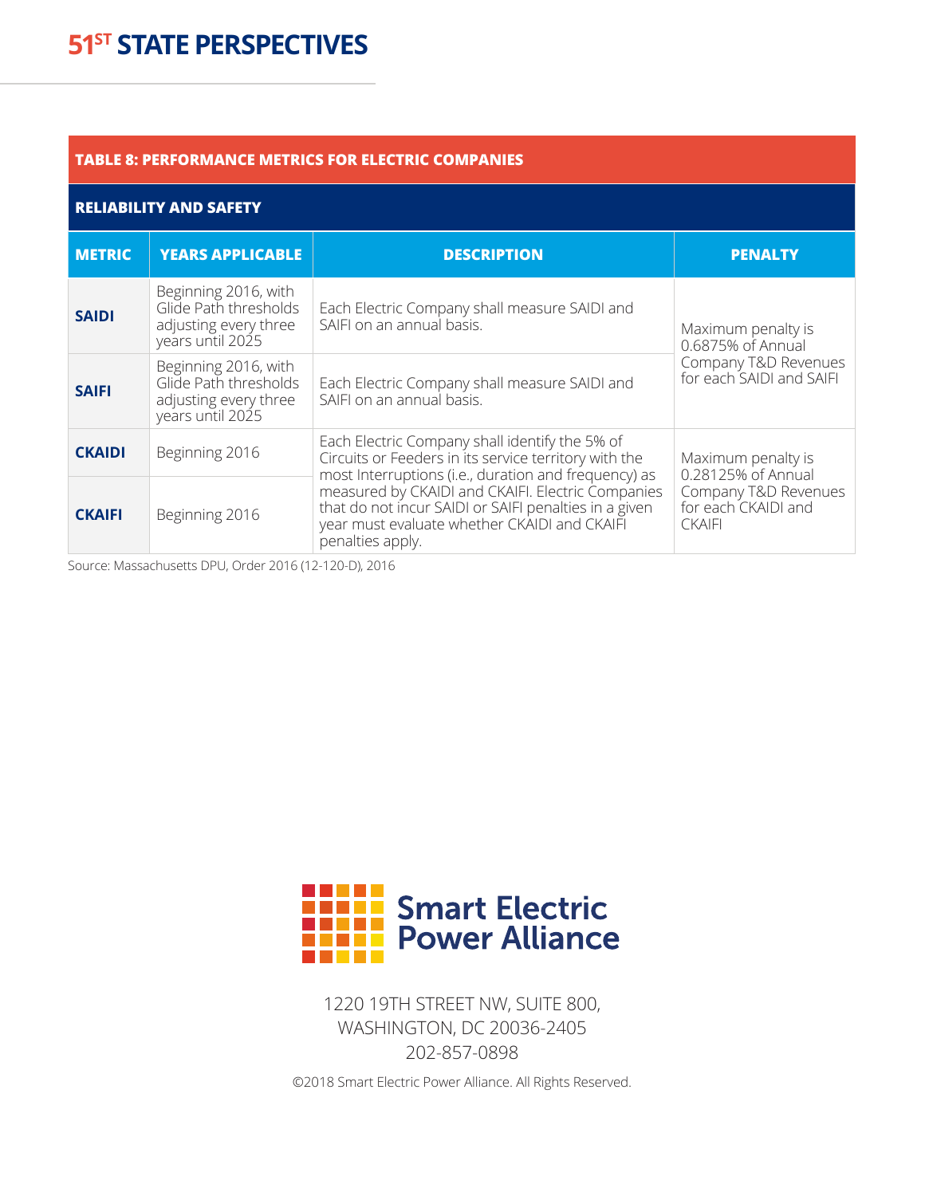**TABLE 8: PERFORMANCE METRICS FOR ELECTRIC COMPANIES**

| METRIC | YEARS APPLICABLE | DESCRIPTION | PENALTY |
|---|---|---|---|
| **RELIABILITY AND SAFETY** | | | |
| **SAIDI** | Beginning 2016, with Glide Path thresholds adjusting every three years until 2025 | Each Electric Company shall measure SAIDI and SAIFI on an annual basis. | Maximum penalty is 0.6875% of Annual Company T&D Revenues for each SAIDI and SAIFI |
| **SAIFI** | Beginning 2016, with Glide Path thresholds adjusting every three years until 2025 | Each Electric Company shall measure SAIDI and SAIFI on an annual basis. | |
| **CKAIDI** | Beginning 2016 | Each Electric Company shall identify the 5% of Circuits or Feeders in its service territory with the most Interruptions (i.e., duration and frequency) as measured by CKAIDI and CKAIFI. Electric Companies that do not incur SAIDI or SAIFI penalties in a given year must evaluate whether CKAIDI and CKAIFI penalties apply. | Maximum penalty is 0.28125% of Annual Company T&D Revenues for each CKAIDI and CKAIFI |
| **CKAIFI** | Beginning 2016 | | |

Source: Massachusetts DPU, Order 2016 (12-120-D), 2016

Smart Electric Power Alliance

1220 19TH STREET NW, SUITE 800,
WASHINGTON, DC 20036-2405
202-857-0898

©2018 Smart Electric Power Alliance. All Rights Reserved.